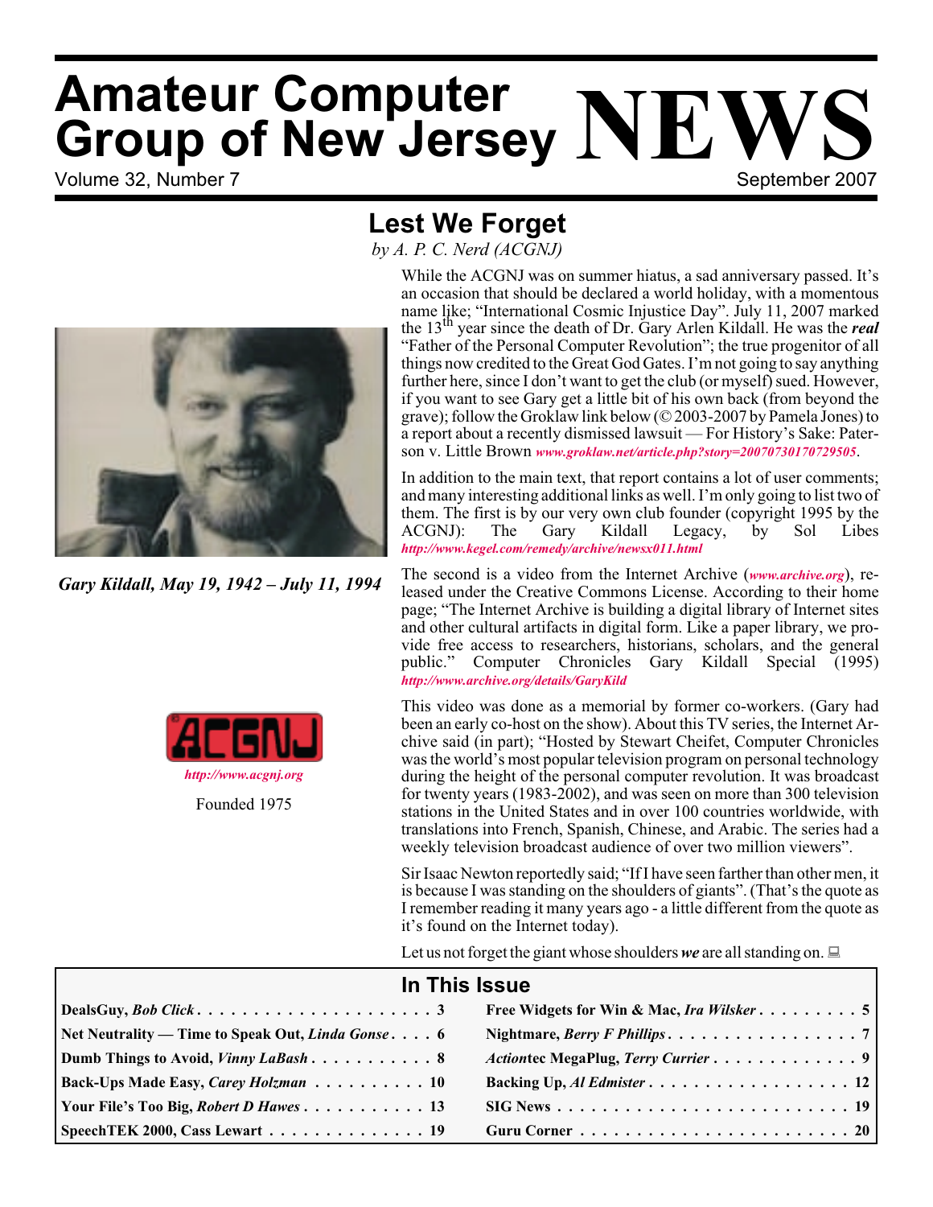# Amateur Computer Group of New Jersey NEWS

Volume 32, Number 7 September 2007

## Lest We Forget

*by A. P. C. Nerd (ACGNJ)*

*Gary Kildall, May 19, 1942 – July 11, 1994*

*http://www.acgnj.org*

Founded 1975

While the ACGNJ was on summer hiatus, a sad anniversary passed. It's an occasion that should be declared a world holiday, with a momentous name like; "International Cosmic Injustice Day". July 11, 2007 marked the 13th year since the death of Dr. Gary Arlen Kildall. He was the ***real*** "Father of the Personal Computer Revolution"; the true progenitor of all things now credited to the Great God Gates. I'm not going to say anything further here, since I don't want to get the club (or myself) sued. However, if you want to see Gary get a little bit of his own back (from beyond the grave); follow the Groklaw link below (© 2003-2007 by Pamela Jones) to a report about a recently dismissed lawsuit — For History's Sake: Paterson v. Little Brown *www.groklaw.net/article.php?story=20070730170729505*.

In addition to the main text, that report contains a lot of user comments; and many interesting additional links as well. I'm only going to list two of them. The first is by our very own club founder (copyright 1995 by the ACGNJ): The Gary Kildall Legacy, by Sol Libes *http://www.kegel.com/remedy/archive/newsx011.html*

The second is a video from the Internet Archive (*www.archive.org*), released under the Creative Commons License. According to their home page; "The Internet Archive is building a digital library of Internet sites and other cultural artifacts in digital form. Like a paper library, we provide free access to researchers, historians, scholars, and the general public." Computer Chronicles Gary Kildall Special (1995) *http://www.archive.org/details/GaryKild*

This video was done as a memorial by former co-workers. (Gary had been an early co-host on the show). About this TV series, the Internet Archive said (in part); "Hosted by Stewart Cheifet, Computer Chronicles was the world's most popular television program on personal technology during the height of the personal computer revolution. It was broadcast for twenty years (1983-2002), and was seen on more than 300 television stations in the United States and in over 100 countries worldwide, with translations into French, Spanish, Chinese, and Arabic. The series had a weekly television broadcast audience of over two million viewers".

Sir Isaac Newton reportedly said; "If I have seen farther than other men, it is because I was standing on the shoulders of giants". (That's the quote as I remember reading it many years ago - a little different from the quote as it's found on the Internet today).

Let us not forget the giant whose shoulders ***we*** are all standing on.

## In This Issue

| | | | |
|---|---|---|---|
| **DealsGuy, *Bob Click*** | **3** | **Free Widgets for Win & Mac, *Ira Wilsker*** | **5** |
| **Net Neutrality — Time to Speak Out, *Linda Gonse*** | **6** | **Nightmare, *Berry F Phillips*** | **7** |
| **Dumb Things to Avoid, *Vinny LaBash*** | **8** | ***Action*tec MegaPlug, *Terry Currier*** | **9** |
| **Back-Ups Made Easy, *Carey Holzman*** | **10** | **Backing Up, *Al Edmister*** | **12** |
| **Your File's Too Big, *Robert D Hawes*** | **13** | **SIG News** | **19** |
| **SpeechTEK 2000, Cass Lewart** | **19** | **Guru Corner** | **20** |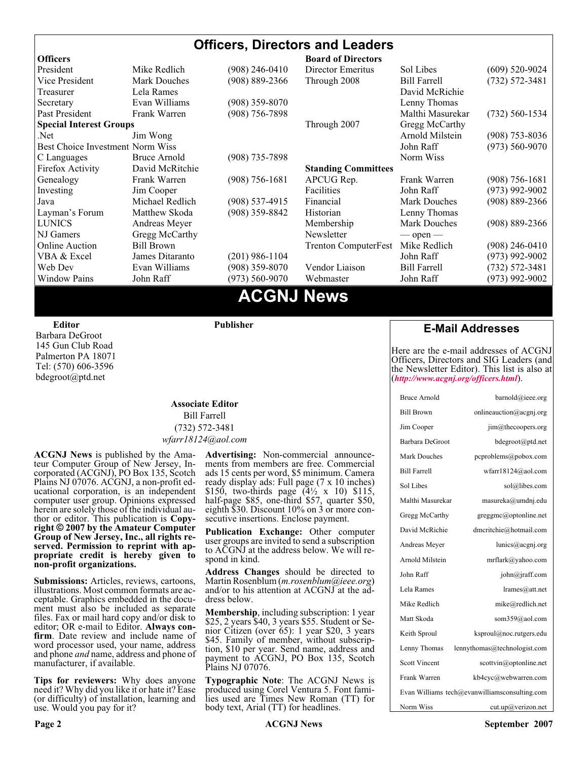# Officers, Directors and Leaders

| Officers | | |
|---|---|---|
| President | Mike Redlich | (908) 246-0410 |
| Vice President | Mark Douches | (908) 889-2366 |
| Treasurer | Lela Rames | |
| Secretary | Evan Williams | (908) 359-8070 |
| Past President | Frank Warren | (908) 756-7898 |
| **Special Interest Groups** | | |
| .Net | Jim Wong | |
| Best Choice Investment | Norm Wiss | |
| C Languages | Bruce Arnold | (908) 735-7898 |
| Firefox Activity | David McRitchie | |
| Genealogy | Frank Warren | (908) 756-1681 |
| Investing | Jim Cooper | |
| Java | Michael Redlich | (908) 537-4915 |
| Layman's Forum | Matthew Skoda | (908) 359-8842 |
| LUNICS | Andreas Meyer | |
| NJ Gamers | Gregg McCarthy | |
| Online Auction | Bill Brown | |
| VBA & Excel | James Ditaranto | (201) 986-1104 |
| Web Dev | Evan Williams | (908) 359-8070 |
| Window Pains | John Raff | (973) 560-9070 |

| Board of Directors | | |
|---|---|---|
| Director Emeritus | Sol Libes | (609) 520-9024 |
| Through 2008 | Bill Farrell | (732) 572-3481 |
| | David McRichie | |
| | Lenny Thomas | |
| | Malthi Masurekar | (732) 560-1534 |
| Through 2007 | Gregg McCarthy | |
| | Arnold Milstein | (908) 753-8036 |
| | John Raff | (973) 560-9070 |
| | Norm Wiss | |
| **Standing Committees** | | |
| APCUG Rep. | Frank Warren | (908) 756-1681 |
| Facilities | John Raff | (973) 992-9002 |
| Financial | Mark Douches | (908) 889-2366 |
| Historian | Lenny Thomas | |
| Membership | Mark Douches | (908) 889-2366 |
| Newsletter | — open — | |
| Trenton ComputerFest | Mike Redlich | (908) 246-0410 |
| | John Raff | (973) 992-9002 |
| Vendor Liaison | Bill Farrell | (732) 572-3481 |
| Webmaster | John Raff | (973) 992-9002 |

# ACGNJ News

**Editor**
Barbara DeGroot
145 Gun Club Road
Palmerton PA 18071
Tel: (570) 606-3596
bdegroot@ptd.net

**Publisher**

**Associate Editor**
Bill Farrell
(732) 572-3481
*wfarr18124@aol.com*

**ACGNJ News** is published by the Amateur Computer Group of New Jersey, Incorporated (ACGNJ), PO Box 135, Scotch Plains NJ 07076. ACGNJ, a non-profit educational corporation, is an independent computer user group. Opinions expressed herein are solely those of the individual author or editor. This publication is **Copyright © 2007 by the Amateur Computer Group of New Jersey, Inc., all rights reserved. Permission to reprint with appropriate credit is hereby given to non-profit organizations.**

**Submissions:** Articles, reviews, cartoons, illustrations. Most common formats are acceptable. Graphics embedded in the document must also be included as separate files. Fax or mail hard copy and/or disk to editor; OR e-mail to Editor. **Always confirm**. Date review and include name of word processor used, your name, address and phone *and* name, address and phone of manufacturer, if available.

**Tips for reviewers:** Why does anyone need it? Why did you like it or hate it? Ease (or difficulty) of installation, learning and use. Would you pay for it?

**Advertising:** Non-commercial announcements from members are free. Commercial ads 15 cents per word, $5 minimum. Camera ready display ads: Full page (7 x 10 inches) $150, two-thirds page (4½ x 10) $115, half-page $85, one-third $57, quarter $50, eighth $30. Discount 10% on 3 or more consecutive insertions. Enclose payment.

**Publication Exchange:** Other computer user groups are invited to send a subscription to ACGNJ at the address below. We will respond in kind.

**Address Changes** should be directed to Martin Rosenblum (*m.rosenblum@ieee.org*) and/or to his attention at ACGNJ at the address below.

**Membership**, including subscription: 1 year $25, 2 years $40, 3 years $55. Student or Senior Citizen (over 65): 1 year $20, 3 years $45. Family of member, without subscription, $10 per year. Send name, address and payment to ACGNJ, PO Box 135, Scotch Plains NJ 07076.

**Typographic Note**: The ACGNJ News is produced using Corel Ventura 5. Font families used are Times New Roman (TT) for body text, Arial (TT) for headlines.

## E-Mail Addresses

Here are the e-mail addresses of ACGNJ Officers, Directors and SIG Leaders (and the Newsletter Editor). This list is also at (***http://www.acgnj.org/officers.html***).

| Name | E-mail |
|---|---|
| Bruce Arnold | barnold@ieee.org |
| Bill Brown | onlineauction@acgnj.org |
| Jim Cooper | jim@thecoopers.org |
| Barbara DeGroot | bdegroot@ptd.net |
| Mark Douches | pcproblems@pobox.com |
| Bill Farrell | wfarr18124@aol.com |
| Sol Libes | sol@libes.com |
| Malthi Masurekar | masureka@umdnj.edu |
| Gregg McCarthy | greggmc@optonline.net |
| David McRichie | dmcritchie@hotmail.com |
| Andreas Meyer | lunics@acgnj.org |
| Arnold Milstein | mrflark@yahoo.com |
| John Raff | john@jraff.com |
| Lela Rames | lrames@att.net |
| Mike Redlich | mike@redlich.net |
| Matt Skoda | som359@aol.com |
| Keith Sproul | ksproul@noc.rutgers.edu |
| Lenny Thomas | lennythomas@technologist.com |
| Scott Vincent | scottvin@optonline.net |
| Frank Warren | kb4cyc@webwarren.com |
| Evan Williams | tech@evanwilliamsconsulting.com |
| Norm Wiss | cut.up@verizon.net |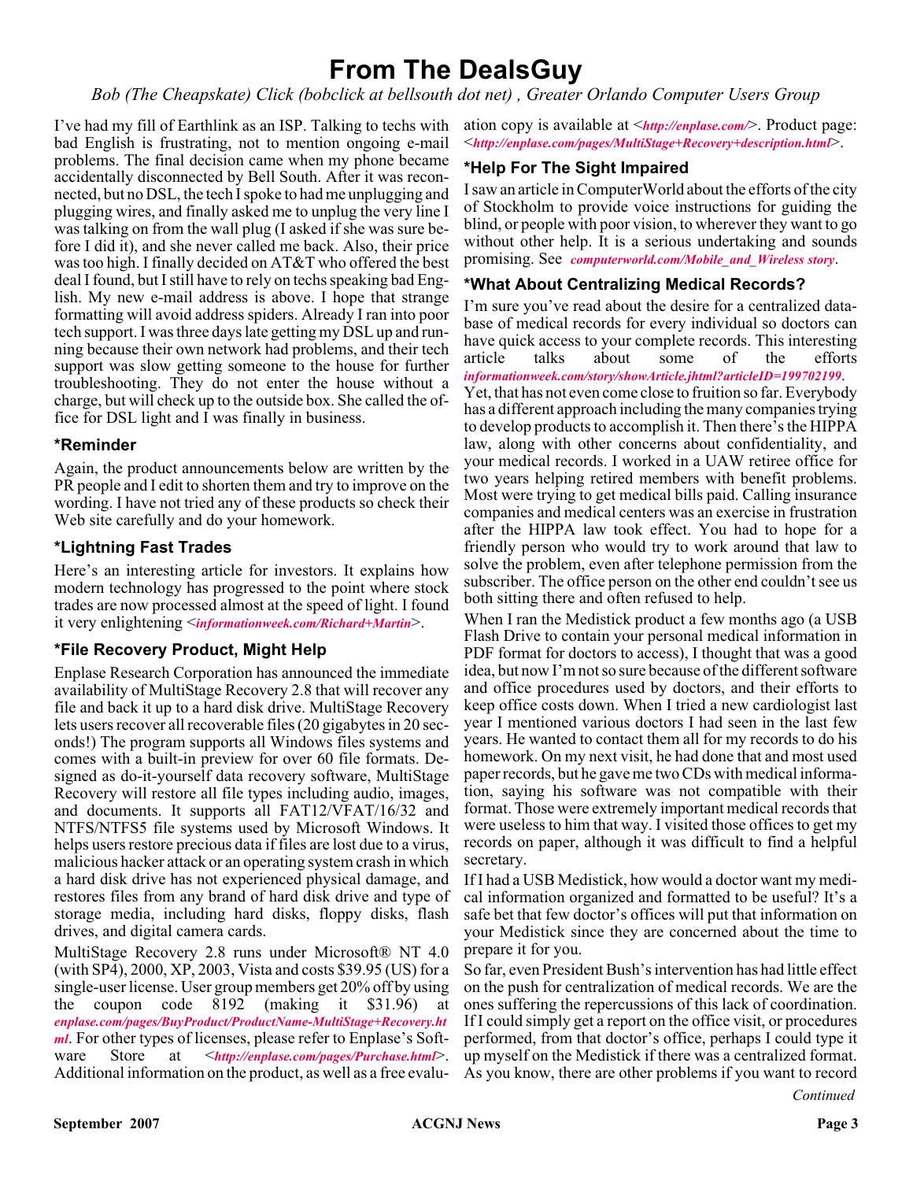# From The DealsGuy

*Bob (The Cheapskate) Click (bobclick at bellsouth dot net) , Greater Orlando Computer Users Group*

I've had my fill of Earthlink as an ISP. Talking to techs with bad English is frustrating, not to mention ongoing e-mail problems. The final decision came when my phone became accidentally disconnected by Bell South. After it was reconnected, but no DSL, the tech I spoke to had me unplugging and plugging wires, and finally asked me to unplug the very line I was talking on from the wall plug (I asked if she was sure before I did it), and she never called me back. Also, their price was too high. I finally decided on AT&T who offered the best deal I found, but I still have to rely on techs speaking bad English. My new e-mail address is above. I hope that strange formatting will avoid address spiders. Already I ran into poor tech support. I was three days late getting my DSL up and running because their own network had problems, and their tech support was slow getting someone to the house for further troubleshooting. They do not enter the house without a charge, but will check up to the outside box. She called the office for DSL light and I was finally in business.

## *Reminder

Again, the product announcements below are written by the PR people and I edit to shorten them and try to improve on the wording. I have not tried any of these products so check their Web site carefully and do your homework.

## *Lightning Fast Trades

Here's an interesting article for investors. It explains how modern technology has progressed to the point where stock trades are now processed almost at the speed of light. I found it very enlightening <*informationweek.com/Richard+Martin*>.

## *File Recovery Product, Might Help

Enplase Research Corporation has announced the immediate availability of MultiStage Recovery 2.8 that will recover any file and back it up to a hard disk drive. MultiStage Recovery lets users recover all recoverable files (20 gigabytes in 20 seconds!) The program supports all Windows files systems and comes with a built-in preview for over 60 file formats. Designed as do-it-yourself data recovery software, MultiStage Recovery will restore all file types including audio, images, and documents. It supports all FAT12/VFAT/16/32 and NTFS/NTFS5 file systems used by Microsoft Windows. It helps users restore precious data if files are lost due to a virus, malicious hacker attack or an operating system crash in which a hard disk drive has not experienced physical damage, and restores files from any brand of hard disk drive and type of storage media, including hard disks, floppy disks, flash drives, and digital camera cards.

MultiStage Recovery 2.8 runs under Microsoft® NT 4.0 (with SP4), 2000, XP, 2003, Vista and costs $39.95 (US) for a single-user license. User group members get 20% off by using the coupon code 8192 (making it $31.96) at *enplase.com/pages/BuyProduct/ProductName-MultiStage+Recovery.html*. For other types of licenses, please refer to Enplase's Software Store at <*http://enplase.com/pages/Purchase.html*>. Additional information on the product, as well as a free evaluation copy is available at <*http://enplase.com/*>. Product page: <*http://enplase.com/pages/MultiStage+Recovery+description.html*>.

## *Help For The Sight Impaired

I saw an article in ComputerWorld about the efforts of the city of Stockholm to provide voice instructions for guiding the blind, or people with poor vision, to wherever they want to go without other help. It is a serious undertaking and sounds promising. See *computerworld.com/Mobile_and_Wireless story*.

## *What About Centralizing Medical Records?

I'm sure you've read about the desire for a centralized database of medical records for every individual so doctors can have quick access to your complete records. This interesting article talks about some of the efforts *informationweek.com/story/showArticle.jhtml?articleID=199702199*. Yet, that has not even come close to fruition so far. Everybody has a different approach including the many companies trying to develop products to accomplish it. Then there's the HIPPA law, along with other concerns about confidentiality, and your medical records. I worked in a UAW retiree office for two years helping retired members with benefit problems. Most were trying to get medical bills paid. Calling insurance companies and medical centers was an exercise in frustration after the HIPPA law took effect. You had to hope for a friendly person who would try to work around that law to solve the problem, even after telephone permission from the subscriber. The office person on the other end couldn't see us both sitting there and often refused to help.

When I ran the Medistick product a few months ago (a USB Flash Drive to contain your personal medical information in PDF format for doctors to access), I thought that was a good idea, but now I'm not so sure because of the different software and office procedures used by doctors, and their efforts to keep office costs down. When I tried a new cardiologist last year I mentioned various doctors I had seen in the last few years. He wanted to contact them all for my records to do his homework. On my next visit, he had done that and most used paper records, but he gave me two CDs with medical information, saying his software was not compatible with their format. Those were extremely important medical records that were useless to him that way. I visited those offices to get my records on paper, although it was difficult to find a helpful secretary.

If I had a USB Medistick, how would a doctor want my medical information organized and formatted to be useful? It's a safe bet that few doctor's offices will put that information on your Medistick since they are concerned about the time to prepare it for you.

So far, even President Bush's intervention has had little effect on the push for centralization of medical records. We are the ones suffering the repercussions of this lack of coordination. If I could simply get a report on the office visit, or procedures performed, from that doctor's office, perhaps I could type it up myself on the Medistick if there was a centralized format. As you know, there are other problems if you want to record

*Continued*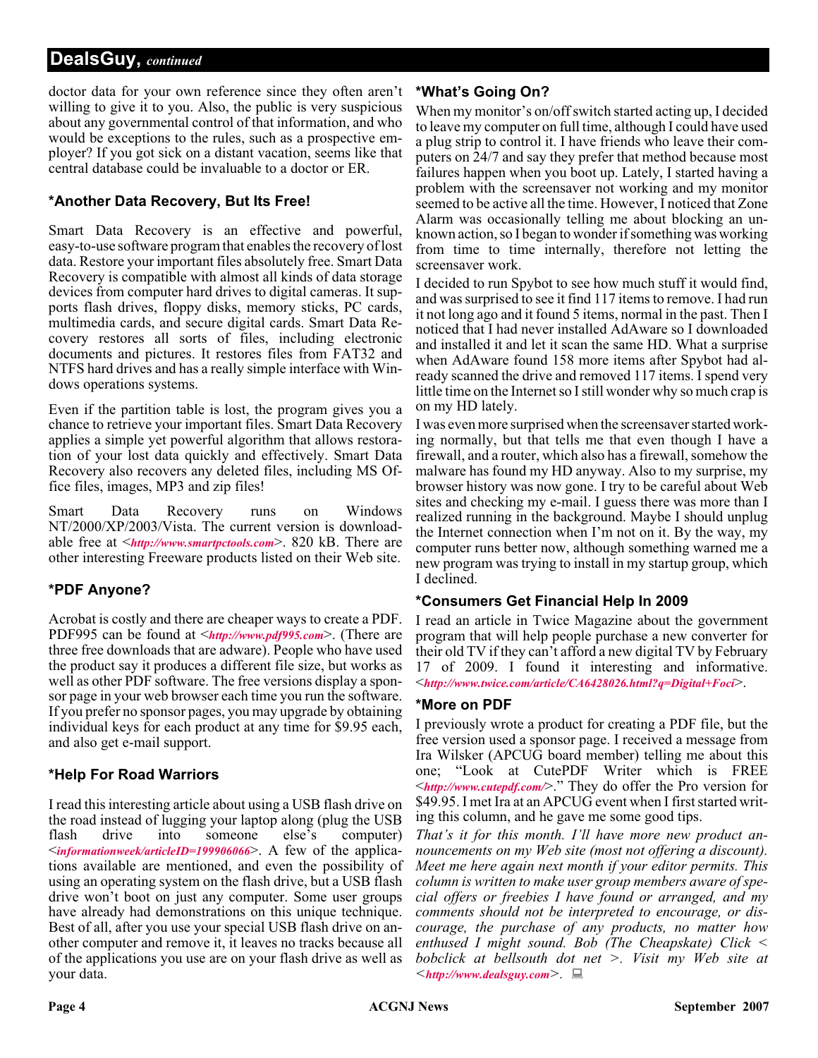## DealsGuy, *continued*

doctor data for your own reference since they often aren't willing to give it to you. Also, the public is very suspicious about any governmental control of that information, and who would be exceptions to the rules, such as a prospective employer? If you got sick on a distant vacation, seems like that central database could be invaluable to a doctor or ER.

### *Another Data Recovery, But Its Free!

Smart Data Recovery is an effective and powerful, easy-to-use software program that enables the recovery of lost data. Restore your important files absolutely free. Smart Data Recovery is compatible with almost all kinds of data storage devices from computer hard drives to digital cameras. It supports flash drives, floppy disks, memory sticks, PC cards, multimedia cards, and secure digital cards. Smart Data Recovery restores all sorts of files, including electronic documents and pictures. It restores files from FAT32 and NTFS hard drives and has a really simple interface with Windows operations systems.

Even if the partition table is lost, the program gives you a chance to retrieve your important files. Smart Data Recovery applies a simple yet powerful algorithm that allows restoration of your lost data quickly and effectively. Smart Data Recovery also recovers any deleted files, including MS Office files, images, MP3 and zip files!

Smart Data Recovery runs on Windows NT/2000/XP/2003/Vista. The current version is downloadable free at <*http://www.smartpctools.com*>. 820 kB. There are other interesting Freeware products listed on their Web site.

### *PDF Anyone?

Acrobat is costly and there are cheaper ways to create a PDF. PDF995 can be found at <*http://www.pdf995.com*>. (There are three free downloads that are adware). People who have used the product say it produces a different file size, but works as well as other PDF software. The free versions display a sponsor page in your web browser each time you run the software. If you prefer no sponsor pages, you may upgrade by obtaining individual keys for each product at any time for $9.95 each, and also get e-mail support.

### *Help For Road Warriors

I read this interesting article about using a USB flash drive on the road instead of lugging your laptop along (plug the USB flash drive into someone else's computer) <*informationweek/articleID=199906066*>. A few of the applications available are mentioned, and even the possibility of using an operating system on the flash drive, but a USB flash drive won't boot on just any computer. Some user groups have already had demonstrations on this unique technique. Best of all, after you use your special USB flash drive on another computer and remove it, it leaves no tracks because all of the applications you use are on your flash drive as well as your data.

### *What's Going On?

When my monitor's on/off switch started acting up, I decided to leave my computer on full time, although I could have used a plug strip to control it. I have friends who leave their computers on 24/7 and say they prefer that method because most failures happen when you boot up. Lately, I started having a problem with the screensaver not working and my monitor seemed to be active all the time. However, I noticed that Zone Alarm was occasionally telling me about blocking an unknown action, so I began to wonder if something was working from time to time internally, therefore not letting the screensaver work.

I decided to run Spybot to see how much stuff it would find, and was surprised to see it find 117 items to remove. I had run it not long ago and it found 5 items, normal in the past. Then I noticed that I had never installed AdAware so I downloaded and installed it and let it scan the same HD. What a surprise when AdAware found 158 more items after Spybot had already scanned the drive and removed 117 items. I spend very little time on the Internet so I still wonder why so much crap is on my HD lately.

I was even more surprised when the screensaver started working normally, but that tells me that even though I have a firewall, and a router, which also has a firewall, somehow the malware has found my HD anyway. Also to my surprise, my browser history was now gone. I try to be careful about Web sites and checking my e-mail. I guess there was more than I realized running in the background. Maybe I should unplug the Internet connection when I'm not on it. By the way, my computer runs better now, although something warned me a new program was trying to install in my startup group, which I declined.

### *Consumers Get Financial Help In 2009

I read an article in Twice Magazine about the government program that will help people purchase a new converter for their old TV if they can't afford a new digital TV by February 17 of 2009. I found it interesting and informative. <*http://www.twice.com/article/CA6428026.html?q=Digital+Foci*>.

### *More on PDF

I previously wrote a product for creating a PDF file, but the free version used a sponsor page. I received a message from Ira Wilsker (APCUG board member) telling me about this one; "Look at CutePDF Writer which is FREE <*http://www.cutepdf.com/*>." They do offer the Pro version for $49.95. I met Ira at an APCUG event when I first started writing this column, and he gave me some good tips.

*That's it for this month. I'll have more new product announcements on my Web site (most not offering a discount). Meet me here again next month if your editor permits. This column is written to make user group members aware of special offers or freebies I have found or arranged, and my comments should not be interpreted to encourage, or discourage, the purchase of any products, no matter how enthused I might sound. Bob (The Cheapskate) Click < bobclick at bellsouth dot net >. Visit my Web site at <http://www.dealsguy.com>.*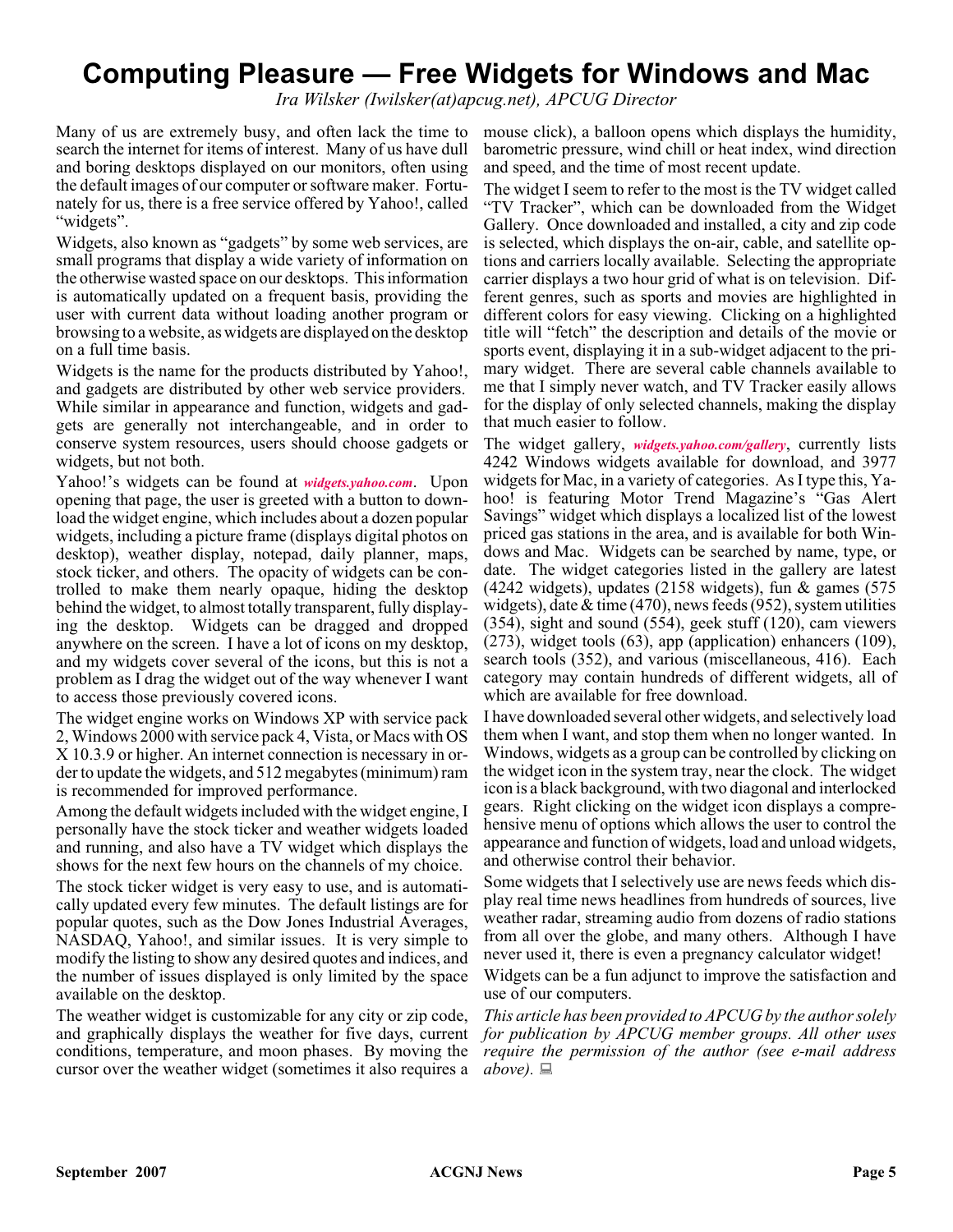# Computing Pleasure — Free Widgets for Windows and Mac

*Ira Wilsker (Iwilsker(at)apcug.net), APCUG Director*

Many of us are extremely busy, and often lack the time to search the internet for items of interest. Many of us have dull and boring desktops displayed on our monitors, often using the default images of our computer or software maker. Fortunately for us, there is a free service offered by Yahoo!, called "widgets".

Widgets, also known as "gadgets" by some web services, are small programs that display a wide variety of information on the otherwise wasted space on our desktops. This information is automatically updated on a frequent basis, providing the user with current data without loading another program or browsing to a website, as widgets are displayed on the desktop on a full time basis.

Widgets is the name for the products distributed by Yahoo!, and gadgets are distributed by other web service providers. While similar in appearance and function, widgets and gadgets are generally not interchangeable, and in order to conserve system resources, users should choose gadgets or widgets, but not both.

Yahoo!'s widgets can be found at ***widgets.yahoo.com***. Upon opening that page, the user is greeted with a button to download the widget engine, which includes about a dozen popular widgets, including a picture frame (displays digital photos on desktop), weather display, notepad, daily planner, maps, stock ticker, and others. The opacity of widgets can be controlled to make them nearly opaque, hiding the desktop behind the widget, to almost totally transparent, fully displaying the desktop. Widgets can be dragged and dropped anywhere on the screen. I have a lot of icons on my desktop, and my widgets cover several of the icons, but this is not a problem as I drag the widget out of the way whenever I want to access those previously covered icons.

The widget engine works on Windows XP with service pack 2, Windows 2000 with service pack 4, Vista, or Macs with OS X 10.3.9 or higher. An internet connection is necessary in order to update the widgets, and 512 megabytes (minimum) ram is recommended for improved performance.

Among the default widgets included with the widget engine, I personally have the stock ticker and weather widgets loaded and running, and also have a TV widget which displays the shows for the next few hours on the channels of my choice.

The stock ticker widget is very easy to use, and is automatically updated every few minutes. The default listings are for popular quotes, such as the Dow Jones Industrial Averages, NASDAQ, Yahoo!, and similar issues. It is very simple to modify the listing to show any desired quotes and indices, and the number of issues displayed is only limited by the space available on the desktop.

The weather widget is customizable for any city or zip code, and graphically displays the weather for five days, current conditions, temperature, and moon phases. By moving the cursor over the weather widget (sometimes it also requires a mouse click), a balloon opens which displays the humidity, barometric pressure, wind chill or heat index, wind direction and speed, and the time of most recent update.

The widget I seem to refer to the most is the TV widget called "TV Tracker", which can be downloaded from the Widget Gallery. Once downloaded and installed, a city and zip code is selected, which displays the on-air, cable, and satellite options and carriers locally available. Selecting the appropriate carrier displays a two hour grid of what is on television. Different genres, such as sports and movies are highlighted in different colors for easy viewing. Clicking on a highlighted title will "fetch" the description and details of the movie or sports event, displaying it in a sub-widget adjacent to the primary widget. There are several cable channels available to me that I simply never watch, and TV Tracker easily allows for the display of only selected channels, making the display that much easier to follow.

The widget gallery, ***widgets.yahoo.com/gallery***, currently lists 4242 Windows widgets available for download, and 3977 widgets for Mac, in a variety of categories. As I type this, Yahoo! is featuring Motor Trend Magazine's "Gas Alert Savings" widget which displays a localized list of the lowest priced gas stations in the area, and is available for both Windows and Mac. Widgets can be searched by name, type, or date. The widget categories listed in the gallery are latest (4242 widgets), updates (2158 widgets), fun & games (575 widgets), date & time (470), news feeds (952), system utilities (354), sight and sound (554), geek stuff (120), cam viewers (273), widget tools (63), app (application) enhancers (109), search tools (352), and various (miscellaneous, 416). Each category may contain hundreds of different widgets, all of which are available for free download.

I have downloaded several other widgets, and selectively load them when I want, and stop them when no longer wanted. In Windows, widgets as a group can be controlled by clicking on the widget icon in the system tray, near the clock. The widget icon is a black background, with two diagonal and interlocked gears. Right clicking on the widget icon displays a comprehensive menu of options which allows the user to control the appearance and function of widgets, load and unload widgets, and otherwise control their behavior.

Some widgets that I selectively use are news feeds which display real time news headlines from hundreds of sources, live weather radar, streaming audio from dozens of radio stations from all over the globe, and many others. Although I have never used it, there is even a pregnancy calculator widget!

Widgets can be a fun adjunct to improve the satisfaction and use of our computers.

*This article has been provided to APCUG by the author solely for publication by APCUG member groups. All other uses require the permission of the author (see e-mail address above).*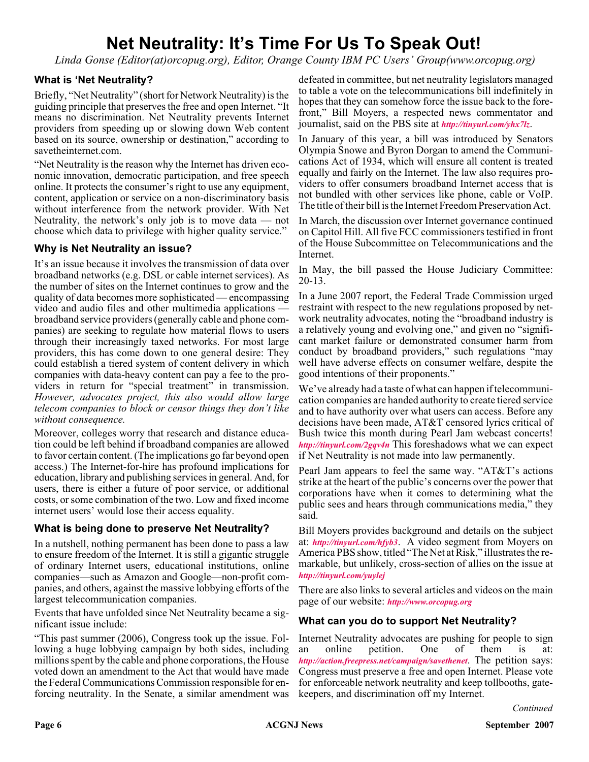# Net Neutrality: It's Time For Us To Speak Out!

*Linda Gonse (Editor(at)orcopug.org), Editor, Orange County IBM PC Users' Group(www.orcopug.org)*

### What is 'Net Neutrality?

Briefly, "Net Neutrality" (short for Network Neutrality) is the guiding principle that preserves the free and open Internet. "It means no discrimination. Net Neutrality prevents Internet providers from speeding up or slowing down Web content based on its source, ownership or destination," according to savetheinternet.com.

"Net Neutrality is the reason why the Internet has driven economic innovation, democratic participation, and free speech online. It protects the consumer's right to use any equipment, content, application or service on a non-discriminatory basis without interference from the network provider. With Net Neutrality, the network's only job is to move data — not choose which data to privilege with higher quality service."

### Why is Net Neutrality an issue?

It's an issue because it involves the transmission of data over broadband networks (e.g. DSL or cable internet services). As the number of sites on the Internet continues to grow and the quality of data becomes more sophisticated — encompassing video and audio files and other multimedia applications — broadband service providers (generally cable and phone companies) are seeking to regulate how material flows to users through their increasingly taxed networks. For most large providers, this has come down to one general desire: They could establish a tiered system of content delivery in which companies with data-heavy content can pay a fee to the providers in return for "special treatment" in transmission. *However, advocates project, this also would allow large telecom companies to block or censor things they don't like without consequence.*

Moreover, colleges worry that research and distance education could be left behind if broadband companies are allowed to favor certain content. (The implications go far beyond open access.) The Internet-for-hire has profound implications for education, library and publishing services in general. And, for users, there is either a future of poor service, or additional costs, or some combination of the two. Low and fixed income internet users' would lose their access equality.

### What is being done to preserve Net Neutrality?

In a nutshell, nothing permanent has been done to pass a law to ensure freedom of the Internet. It is still a gigantic struggle of ordinary Internet users, educational institutions, online companies—such as Amazon and Google—non-profit companies, and others, against the massive lobbying efforts of the largest telecommunication companies.

Events that have unfolded since Net Neutrality became a significant issue include:

"This past summer (2006), Congress took up the issue. Following a huge lobbying campaign by both sides, including millions spent by the cable and phone corporations, the House voted down an amendment to the Act that would have made the Federal Communications Commission responsible for enforcing neutrality. In the Senate, a similar amendment was defeated in committee, but net neutrality legislators managed to table a vote on the telecommunications bill indefinitely in hopes that they can somehow force the issue back to the forefront," Bill Moyers, a respected news commentator and journalist, said on the PBS site at ***http://tinyurl.com/yhx7lz***.

In January of this year, a bill was introduced by Senators Olympia Snowe and Byron Dorgan to amend the Communications Act of 1934, which will ensure all content is treated equally and fairly on the Internet. The law also requires providers to offer consumers broadband Internet access that is not bundled with other services like phone, cable or VoIP. The title of their bill is the Internet Freedom Preservation Act.

In March, the discussion over Internet governance continued on Capitol Hill. All five FCC commissioners testified in front of the House Subcommittee on Telecommunications and the Internet.

In May, the bill passed the House Judiciary Committee: 20-13.

In a June 2007 report, the Federal Trade Commission urged restraint with respect to the new regulations proposed by network neutrality advocates, noting the "broadband industry is a relatively young and evolving one," and given no "significant market failure or demonstrated consumer harm from conduct by broadband providers," such regulations "may well have adverse effects on consumer welfare, despite the good intentions of their proponents."

We've already had a taste of what can happen if telecommunication companies are handed authority to create tiered service and to have authority over what users can access. Before any decisions have been made, AT&T censored lyrics critical of Bush twice this month during Pearl Jam webcast concerts! ***http://tinyurl.com/2gqv4n*** This foreshadows what we can expect if Net Neutrality is not made into law permanently.

Pearl Jam appears to feel the same way. "AT&T's actions strike at the heart of the public's concerns over the power that corporations have when it comes to determining what the public sees and hears through communications media," they said.

Bill Moyers provides background and details on the subject at: ***http://tinyurl.com/hfyb3***. A video segment from Moyers on America PBS show, titled "The Net at Risk," illustrates the remarkable, but unlikely, cross-section of allies on the issue at ***http://tinyurl.com/yuylej***

There are also links to several articles and videos on the main page of our website: ***http://www.orcopug.org***

### What can you do to support Net Neutrality?

Internet Neutrality advocates are pushing for people to sign an online petition. One of them is at: ***http://action.freepress.net/campaign/savethenet***. The petition says: Congress must preserve a free and open Internet. Please vote for enforceable network neutrality and keep tollbooths, gatekeepers, and discrimination off my Internet.

*Continued*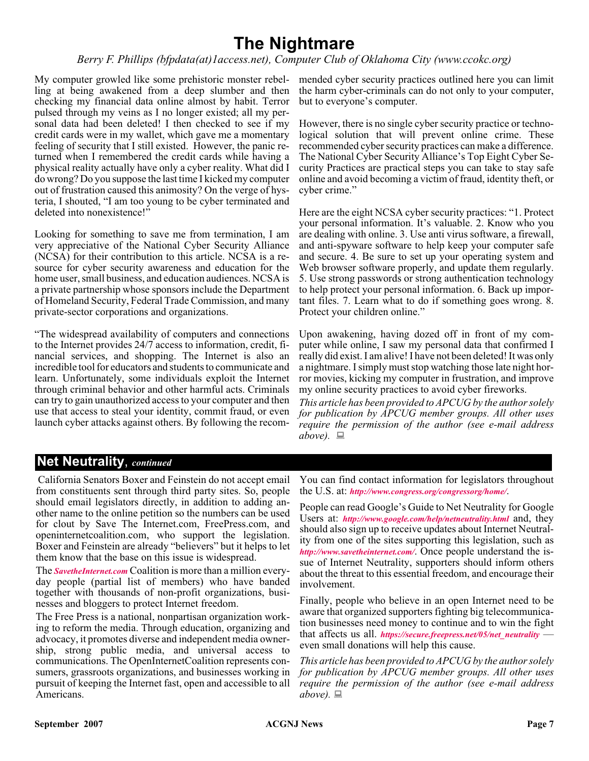# The Nightmare

*Berry F. Phillips (bfpdata(at)1access.net), Computer Club of Oklahoma City (www.ccokc.org)*

My computer growled like some prehistoric monster rebelling at being awakened from a deep slumber and then checking my financial data online almost by habit. Terror pulsed through my veins as I no longer existed; all my personal data had been deleted! I then checked to see if my credit cards were in my wallet, which gave me a momentary feeling of security that I still existed. However, the panic returned when I remembered the credit cards while having a physical reality actually have only a cyber reality. What did I do wrong? Do you suppose the last time I kicked my computer out of frustration caused this animosity? On the verge of hysteria, I shouted, "I am too young to be cyber terminated and deleted into nonexistence!"

Looking for something to save me from termination, I am very appreciative of the National Cyber Security Alliance (NCSA) for their contribution to this article. NCSA is a resource for cyber security awareness and education for the home user, small business, and education audiences. NCSA is a private partnership whose sponsors include the Department of Homeland Security, Federal Trade Commission, and many private-sector corporations and organizations.

"The widespread availability of computers and connections to the Internet provides 24/7 access to information, credit, financial services, and shopping. The Internet is also an incredible tool for educators and students to communicate and learn. Unfortunately, some individuals exploit the Internet through criminal behavior and other harmful acts. Criminals can try to gain unauthorized access to your computer and then use that access to steal your identity, commit fraud, or even launch cyber attacks against others. By following the recommended cyber security practices outlined here you can limit the harm cyber-criminals can do not only to your computer, but to everyone's computer.

However, there is no single cyber security practice or technological solution that will prevent online crime. These recommended cyber security practices can make a difference. The National Cyber Security Alliance's Top Eight Cyber Security Practices are practical steps you can take to stay safe online and avoid becoming a victim of fraud, identity theft, or cyber crime."

Here are the eight NCSA cyber security practices: "1. Protect your personal information. It's valuable. 2. Know who you are dealing with online. 3. Use anti virus software, a firewall, and anti-spyware software to help keep your computer safe and secure. 4. Be sure to set up your operating system and Web browser software properly, and update them regularly. 5. Use strong passwords or strong authentication technology to help protect your personal information. 6. Back up important files. 7. Learn what to do if something goes wrong. 8. Protect your children online."

Upon awakening, having dozed off in front of my computer while online, I saw my personal data that confirmed I really did exist. I am alive! I have not been deleted! It was only a nightmare. I simply must stop watching those late night horror movies, kicking my computer in frustration, and improve my online security practices to avoid cyber fireworks.

*This article has been provided to APCUG by the author solely for publication by APCUG member groups. All other uses require the permission of the author (see e-mail address above).*

## Net Neutrality, *continued*

California Senators Boxer and Feinstein do not accept email from constituents sent through third party sites. So, people should email legislators directly, in addition to adding another name to the online petition so the numbers can be used for clout by Save The Internet.com, FreePress.com, and openinternetcoalition.com, who support the legislation. Boxer and Feinstein are already "believers" but it helps to let them know that the base on this issue is widespread.

The ***SavetheInternet.com*** Coalition is more than a million everyday people (partial list of members) who have banded together with thousands of non-profit organizations, businesses and bloggers to protect Internet freedom.

The Free Press is a national, nonpartisan organization working to reform the media. Through education, organizing and advocacy, it promotes diverse and independent media ownership, strong public media, and universal access to communications. The OpenInternetCoalition represents consumers, grassroots organizations, and businesses working in pursuit of keeping the Internet fast, open and accessible to all Americans.

You can find contact information for legislators throughout the U.S. at: ***http://www.congress.org/congressorg/home/***.

People can read Google's Guide to Net Neutrality for Google Users at: ***http://www.google.com/help/netneutrality.html*** and, they should also sign up to receive updates about Internet Neutrality from one of the sites supporting this legislation, such as ***http://www.savetheinternet.com/***. Once people understand the issue of Internet Neutrality, supporters should inform others about the threat to this essential freedom, and encourage their involvement.

Finally, people who believe in an open Internet need to be aware that organized supporters fighting big telecommunication businesses need money to continue and to win the fight that affects us all. ***https://secure.freepress.net/05/net_neutrality*** — even small donations will help this cause.

*This article has been provided to APCUG by the author solely for publication by APCUG member groups. All other uses require the permission of the author (see e-mail address above).*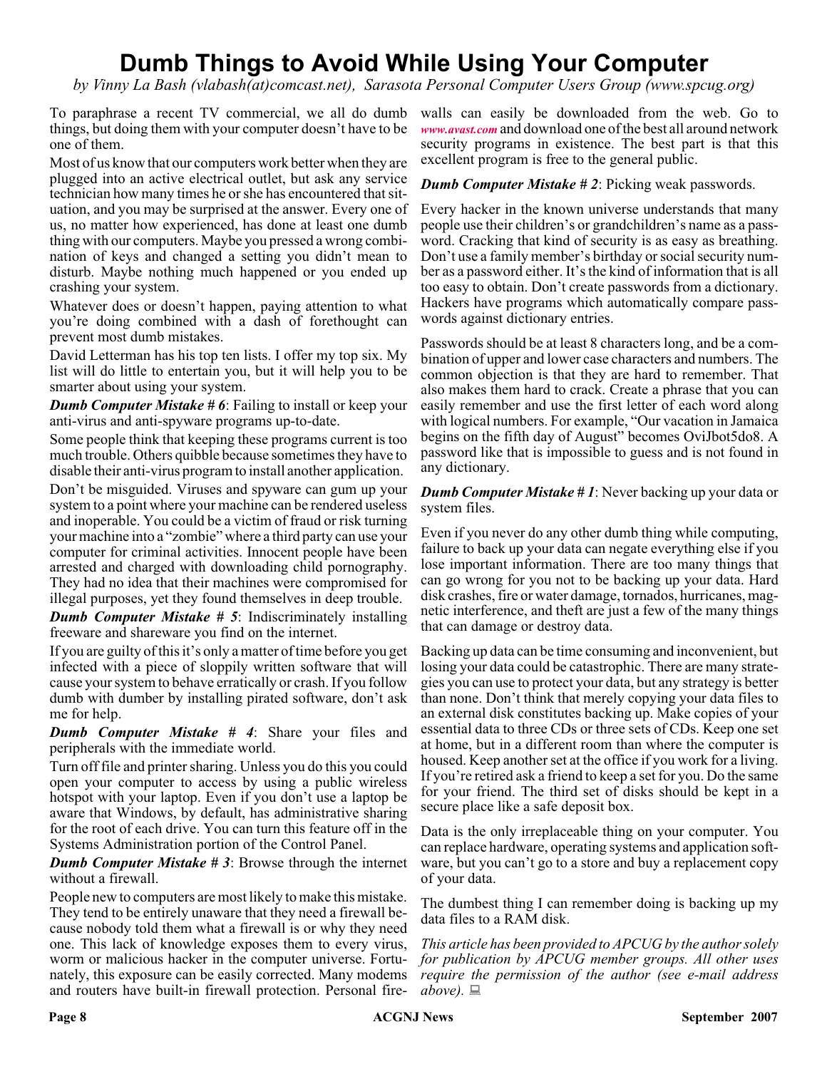# Dumb Things to Avoid While Using Your Computer

*by Vinny La Bash (vlabash(at)comcast.net), Sarasota Personal Computer Users Group (www.spcug.org)*

To paraphrase a recent TV commercial, we all do dumb things, but doing them with your computer doesn't have to be one of them.

Most of us know that our computers work better when they are plugged into an active electrical outlet, but ask any service technician how many times he or she has encountered that situation, and you may be surprised at the answer. Every one of us, no matter how experienced, has done at least one dumb thing with our computers. Maybe you pressed a wrong combination of keys and changed a setting you didn't mean to disturb. Maybe nothing much happened or you ended up crashing your system.

Whatever does or doesn't happen, paying attention to what you're doing combined with a dash of forethought can prevent most dumb mistakes.

David Letterman has his top ten lists. I offer my top six. My list will do little to entertain you, but it will help you to be smarter about using your system.

***Dumb Computer Mistake # 6***: Failing to install or keep your anti-virus and anti-spyware programs up-to-date.

Some people think that keeping these programs current is too much trouble. Others quibble because sometimes they have to disable their anti-virus program to install another application.

Don't be misguided. Viruses and spyware can gum up your system to a point where your machine can be rendered useless and inoperable. You could be a victim of fraud or risk turning your machine into a "zombie" where a third party can use your computer for criminal activities. Innocent people have been arrested and charged with downloading child pornography. They had no idea that their machines were compromised for illegal purposes, yet they found themselves in deep trouble.

***Dumb Computer Mistake # 5***: Indiscriminately installing freeware and shareware you find on the internet.

If you are guilty of this it's only a matter of time before you get infected with a piece of sloppily written software that will cause your system to behave erratically or crash. If you follow dumb with dumber by installing pirated software, don't ask me for help.

***Dumb Computer Mistake # 4***: Share your files and peripherals with the immediate world.

Turn off file and printer sharing. Unless you do this you could open your computer to access by using a public wireless hotspot with your laptop. Even if you don't use a laptop be aware that Windows, by default, has administrative sharing for the root of each drive. You can turn this feature off in the Systems Administration portion of the Control Panel.

***Dumb Computer Mistake # 3***: Browse through the internet without a firewall.

People new to computers are most likely to make this mistake. They tend to be entirely unaware that they need a firewall because nobody told them what a firewall is or why they need one. This lack of knowledge exposes them to every virus, worm or malicious hacker in the computer universe. Fortunately, this exposure can be easily corrected. Many modems and routers have built-in firewall protection. Personal firewalls can easily be downloaded from the web. Go to *www.avast.com* and download one of the best all around network security programs in existence. The best part is that this excellent program is free to the general public.

***Dumb Computer Mistake # 2***: Picking weak passwords.

Every hacker in the known universe understands that many people use their children's or grandchildren's name as a password. Cracking that kind of security is as easy as breathing. Don't use a family member's birthday or social security number as a password either. It's the kind of information that is all too easy to obtain. Don't create passwords from a dictionary. Hackers have programs which automatically compare passwords against dictionary entries.

Passwords should be at least 8 characters long, and be a combination of upper and lower case characters and numbers. The common objection is that they are hard to remember. That also makes them hard to crack. Create a phrase that you can easily remember and use the first letter of each word along with logical numbers. For example, "Our vacation in Jamaica begins on the fifth day of August" becomes OviJbot5do8. A password like that is impossible to guess and is not found in any dictionary.

***Dumb Computer Mistake # 1***: Never backing up your data or system files.

Even if you never do any other dumb thing while computing, failure to back up your data can negate everything else if you lose important information. There are too many things that can go wrong for you not to be backing up your data. Hard disk crashes, fire or water damage, tornados, hurricanes, magnetic interference, and theft are just a few of the many things that can damage or destroy data.

Backing up data can be time consuming and inconvenient, but losing your data could be catastrophic. There are many strategies you can use to protect your data, but any strategy is better than none. Don't think that merely copying your data files to an external disk constitutes backing up. Make copies of your essential data to three CDs or three sets of CDs. Keep one set at home, but in a different room than where the computer is housed. Keep another set at the office if you work for a living. If you're retired ask a friend to keep a set for you. Do the same for your friend. The third set of disks should be kept in a secure place like a safe deposit box.

Data is the only irreplaceable thing on your computer. You can replace hardware, operating systems and application software, but you can't go to a store and buy a replacement copy of your data.

The dumbest thing I can remember doing is backing up my data files to a RAM disk.

*This article has been provided to APCUG by the author solely for publication by APCUG member groups. All other uses require the permission of the author (see e-mail address above).*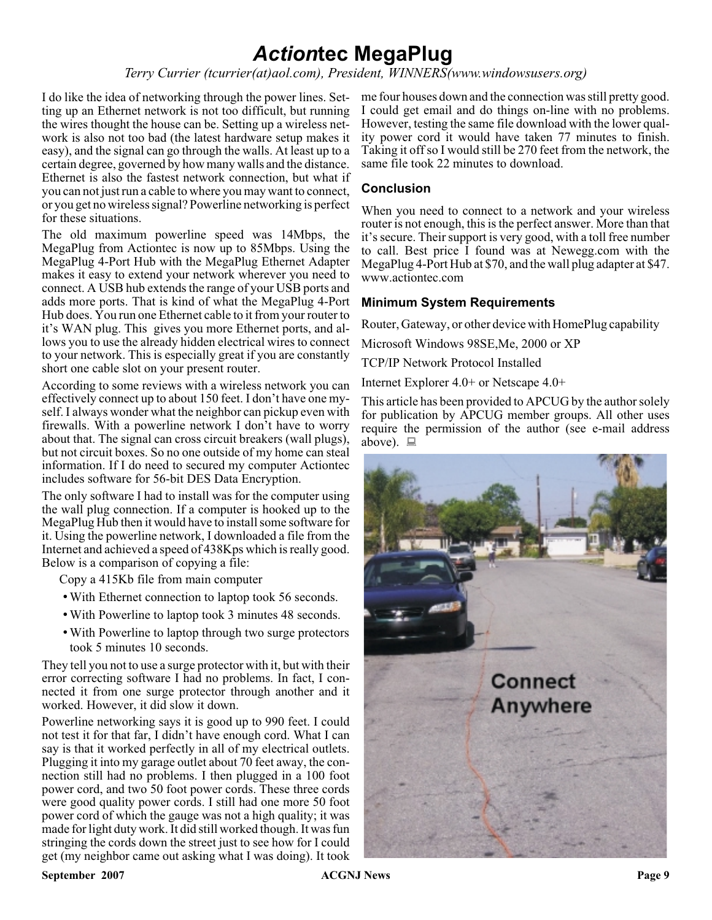# *Action*tec MegaPlug

*Terry Currier (tcurrier(at)aol.com), President, WINNERS(www.windowsusers.org)*

I do like the idea of networking through the power lines. Setting up an Ethernet network is not too difficult, but running the wires thought the house can be. Setting up a wireless network is also not too bad (the latest hardware setup makes it easy), and the signal can go through the walls. At least up to a certain degree, governed by how many walls and the distance. Ethernet is also the fastest network connection, but what if you can not just run a cable to where you may want to connect, or you get no wireless signal? Powerline networking is perfect for these situations.

The old maximum powerline speed was 14Mbps, the MegaPlug from Actiontec is now up to 85Mbps. Using the MegaPlug 4-Port Hub with the MegaPlug Ethernet Adapter makes it easy to extend your network wherever you need to connect. A USB hub extends the range of your USB ports and adds more ports. That is kind of what the MegaPlug 4-Port Hub does. You run one Ethernet cable to it from your router to it's WAN plug. This gives you more Ethernet ports, and allows you to use the already hidden electrical wires to connect to your network. This is especially great if you are constantly short one cable slot on your present router.

According to some reviews with a wireless network you can effectively connect up to about 150 feet. I don't have one myself. I always wonder what the neighbor can pickup even with firewalls. With a powerline network I don't have to worry about that. The signal can cross circuit breakers (wall plugs), but not circuit boxes. So no one outside of my home can steal information. If I do need to secured my computer Actiontec includes software for 56-bit DES Data Encryption.

The only software I had to install was for the computer using the wall plug connection. If a computer is hooked up to the MegaPlug Hub then it would have to install some software for it. Using the powerline network, I downloaded a file from the Internet and achieved a speed of 438Kps which is really good. Below is a comparison of copying a file:

Copy a 415Kb file from main computer

- With Ethernet connection to laptop took 56 seconds.
- With Powerline to laptop took 3 minutes 48 seconds.
- With Powerline to laptop through two surge protectors took 5 minutes 10 seconds.

They tell you not to use a surge protector with it, but with their error correcting software I had no problems. In fact, I connected it from one surge protector through another and it worked. However, it did slow it down.

Powerline networking says it is good up to 990 feet. I could not test it for that far, I didn't have enough cord. What I can say is that it worked perfectly in all of my electrical outlets. Plugging it into my garage outlet about 70 feet away, the connection still had no problems. I then plugged in a 100 foot power cord, and two 50 foot power cords. These three cords were good quality power cords. I still had one more 50 foot power cord of which the gauge was not a high quality; it was made for light duty work. It did still worked though. It was fun stringing the cords down the street just to see how for I could get (my neighbor came out asking what I was doing). It took me four houses down and the connection was still pretty good. I could get email and do things on-line with no problems. However, testing the same file download with the lower quality power cord it would have taken 77 minutes to finish. Taking it off so I would still be 270 feet from the network, the same file took 22 minutes to download.

### Conclusion

When you need to connect to a network and your wireless router is not enough, this is the perfect answer. More than that it's secure. Their support is very good, with a toll free number to call. Best price I found was at Newegg.com with the MegaPlug 4-Port Hub at $70, and the wall plug adapter at $47. www.actiontec.com

### Minimum System Requirements

Router, Gateway, or other device with HomePlug capability

Microsoft Windows 98SE,Me, 2000 or XP

TCP/IP Network Protocol Installed

Internet Explorer 4.0+ or Netscape 4.0+

This article has been provided to APCUG by the author solely for publication by APCUG member groups. All other uses require the permission of the author (see e-mail address above).

Connect Anywhere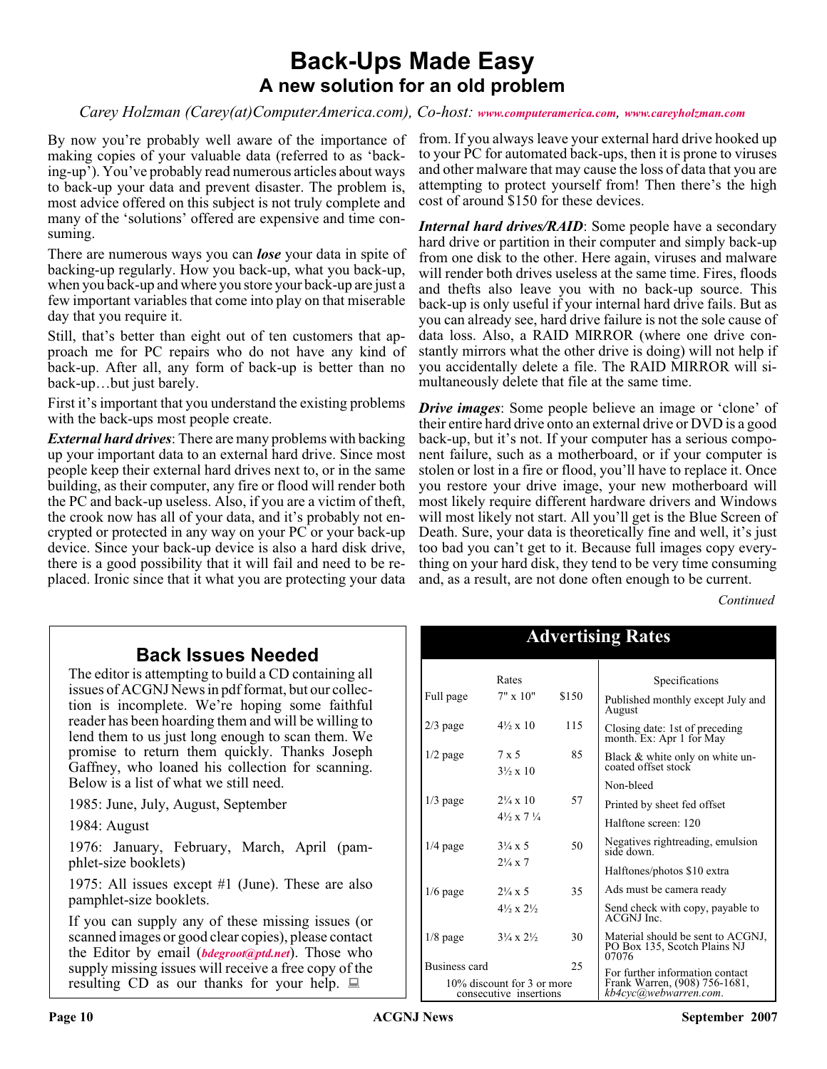# Back-Ups Made Easy

## A new solution for an old problem

*Carey Holzman (Carey(at)ComputerAmerica.com), Co-host: www.computeramerica.com, www.careyholzman.com*

By now you're probably well aware of the importance of making copies of your valuable data (referred to as 'backing-up'). You've probably read numerous articles about ways to back-up your data and prevent disaster. The problem is, most advice offered on this subject is not truly complete and many of the 'solutions' offered are expensive and time consuming.

There are numerous ways you can ***lose*** your data in spite of backing-up regularly. How you back-up, what you back-up, when you back-up and where you store your back-up are just a few important variables that come into play on that miserable day that you require it.

Still, that's better than eight out of ten customers that approach me for PC repairs who do not have any kind of back-up. After all, any form of back-up is better than no back-up…but just barely.

First it's important that you understand the existing problems with the back-ups most people create.

***External hard drives***: There are many problems with backing up your important data to an external hard drive. Since most people keep their external hard drives next to, or in the same building, as their computer, any fire or flood will render both the PC and back-up useless. Also, if you are a victim of theft, the crook now has all of your data, and it's probably not encrypted or protected in any way on your PC or your back-up device. Since your back-up device is also a hard disk drive, there is a good possibility that it will fail and need to be replaced. Ironic since that it what you are protecting your data from. If you always leave your external hard drive hooked up to your PC for automated back-ups, then it is prone to viruses and other malware that may cause the loss of data that you are attempting to protect yourself from! Then there's the high cost of around $150 for these devices.

***Internal hard drives/RAID***: Some people have a secondary hard drive or partition in their computer and simply back-up from one disk to the other. Here again, viruses and malware will render both drives useless at the same time. Fires, floods and thefts also leave you with no back-up source. This back-up is only useful if your internal hard drive fails. But as you can already see, hard drive failure is not the sole cause of data loss. Also, a RAID MIRROR (where one drive constantly mirrors what the other drive is doing) will not help if you accidentally delete a file. The RAID MIRROR will simultaneously delete that file at the same time.

***Drive images***: Some people believe an image or 'clone' of their entire hard drive onto an external drive or DVD is a good back-up, but it's not. If your computer has a serious component failure, such as a motherboard, or if your computer is stolen or lost in a fire or flood, you'll have to replace it. Once you restore your drive image, your new motherboard will most likely require different hardware drivers and Windows will most likely not start. All you'll get is the Blue Screen of Death. Sure, your data is theoretically fine and well, it's just too bad you can't get to it. Because full images copy everything on your hard disk, they tend to be very time consuming and, as a result, are not done often enough to be current.

*Continued*

## Back Issues Needed

The editor is attempting to build a CD containing all issues of ACGNJ News in pdf format, but our collection is incomplete. We're hoping some faithful reader has been hoarding them and will be willing to lend them to us just long enough to scan them. We promise to return them quickly. Thanks Joseph Gaffney, who loaned his collection for scanning. Below is a list of what we still need.

1985: June, July, August, September

1984: August

1976: January, February, March, April (pamphlet-size booklets)

1975: All issues except #1 (June). These are also pamphlet-size booklets.

If you can supply any of these missing issues (or scanned images or good clear copies), please contact the Editor by email (***bdegroot@ptd.net***). Those who supply missing issues will receive a free copy of the resulting CD as our thanks for your help.

## Advertising Rates

| | Rates | |
|---|---|---|
| Full page | 7" x 10" | $150 |
| 2/3 page | 4½ x 10 | 115 |
| 1/2 page | 7 x 5<br>3½ x 10 | 85 |
| 1/3 page | 2¼ x 10<br>4½ x 7 ¼ | 57 |
| 1/4 page | 3¼ x 5<br>2¼ x 7 | 50 |
| 1/6 page | 2¼ x 5<br>4½ x 2½ | 35 |
| 1/8 page | 3¼ x 2½ | 30 |
| Business card | | 25 |

10% discount for 3 or more consecutive insertions

**Specifications**

- Published monthly except July and August
- Closing date: 1st of preceding month. Ex: Apr 1 for May
- Black & white only on white uncoated offset stock
- Non-bleed
- Printed by sheet fed offset
- Halftone screen: 120
- Negatives rightreading, emulsion side down.
- Halftones/photos $10 extra
- Ads must be camera ready
- Send check with copy, payable to ACGNJ Inc.
- Material should be sent to ACGNJ, PO Box 135, Scotch Plains NJ 07076
- For further information contact Frank Warren, (908) 756-1681, *kb4cyc@webwarren.com*.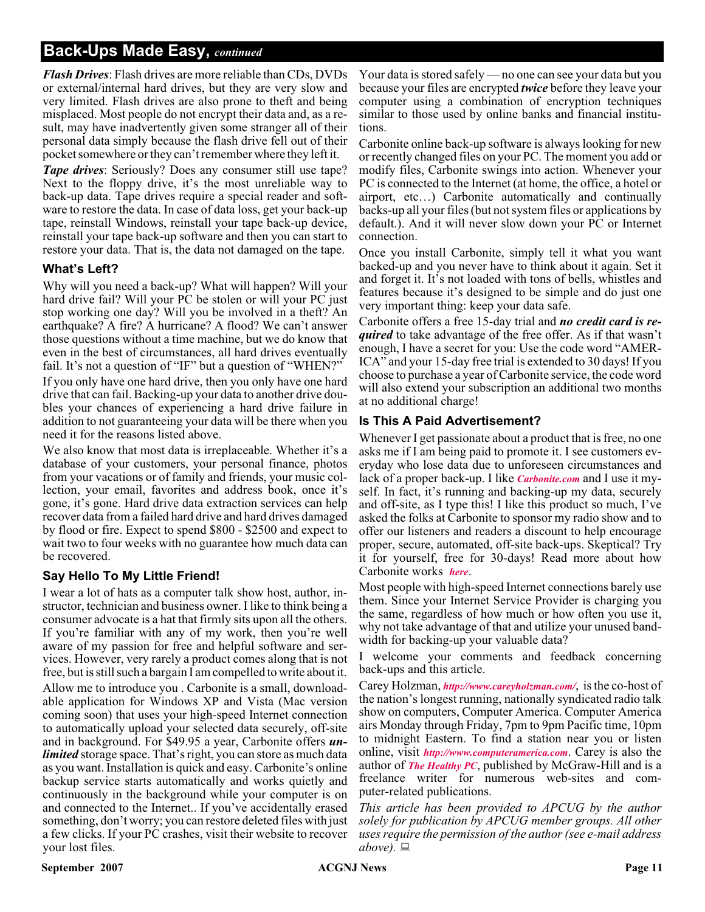## Back-Ups Made Easy, *continued*

***Flash Drives***: Flash drives are more reliable than CDs, DVDs or external/internal hard drives, but they are very slow and very limited. Flash drives are also prone to theft and being misplaced. Most people do not encrypt their data and, as a result, may have inadvertently given some stranger all of their personal data simply because the flash drive fell out of their pocket somewhere or they can't remember where they left it.

***Tape drives***: Seriously? Does any consumer still use tape? Next to the floppy drive, it's the most unreliable way to back-up data. Tape drives require a special reader and software to restore the data. In case of data loss, get your back-up tape, reinstall Windows, reinstall your tape back-up device, reinstall your tape back-up software and then you can start to restore your data. That is, the data not damaged on the tape.

### What's Left?

Why will you need a back-up? What will happen? Will your hard drive fail? Will your PC be stolen or will your PC just stop working one day? Will you be involved in a theft? An earthquake? A fire? A hurricane? A flood? We can't answer those questions without a time machine, but we do know that even in the best of circumstances, all hard drives eventually fail. It's not a question of "IF" but a question of "WHEN?"

If you only have one hard drive, then you only have one hard drive that can fail. Backing-up your data to another drive doubles your chances of experiencing a hard drive failure in addition to not guaranteeing your data will be there when you need it for the reasons listed above.

We also know that most data is irreplaceable. Whether it's a database of your customers, your personal finance, photos from your vacations or of family and friends, your music collection, your email, favorites and address book, once it's gone, it's gone. Hard drive data extraction services can help recover data from a failed hard drive and hard drives damaged by flood or fire. Expect to spend $800 - $2500 and expect to wait two to four weeks with no guarantee how much data can be recovered.

### Say Hello To My Little Friend!

I wear a lot of hats as a computer talk show host, author, instructor, technician and business owner. I like to think being a consumer advocate is a hat that firmly sits upon all the others. If you're familiar with any of my work, then you're well aware of my passion for free and helpful software and services. However, very rarely a product comes along that is not free, but is still such a bargain I am compelled to write about it.

Allow me to introduce you . Carbonite is a small, downloadable application for Windows XP and Vista (Mac version coming soon) that uses your high-speed Internet connection to automatically upload your selected data securely, off-site and in background. For $49.95 a year, Carbonite offers ***unlimited*** storage space. That's right, you can store as much data as you want. Installation is quick and easy. Carbonite's online backup service starts automatically and works quietly and continuously in the background while your computer is on and connected to the Internet.. If you've accidentally erased something, don't worry; you can restore deleted files with just a few clicks. If your PC crashes, visit their website to recover your lost files.

Your data is stored safely — no one can see your data but you because your files are encrypted ***twice*** before they leave your computer using a combination of encryption techniques similar to those used by online banks and financial institutions.

Carbonite online back-up software is always looking for new or recently changed files on your PC. The moment you add or modify files, Carbonite swings into action. Whenever your PC is connected to the Internet (at home, the office, a hotel or airport, etc…) Carbonite automatically and continually backs-up all your files (but not system files or applications by default.). And it will never slow down your PC or Internet connection.

Once you install Carbonite, simply tell it what you want backed-up and you never have to think about it again. Set it and forget it. It's not loaded with tons of bells, whistles and features because it's designed to be simple and do just one very important thing: keep your data safe.

Carbonite offers a free 15-day trial and ***no credit card is required*** to take advantage of the free offer. As if that wasn't enough, I have a secret for you: Use the code word "AMERICA" and your 15-day free trial is extended to 30 days! If you choose to purchase a year of Carbonite service, the code word will also extend your subscription an additional two months at no additional charge!

### Is This A Paid Advertisement?

Whenever I get passionate about a product that is free, no one asks me if I am being paid to promote it. I see customers everyday who lose data due to unforeseen circumstances and lack of a proper back-up. I like ***Carbonite.com*** and I use it myself. In fact, it's running and backing-up my data, securely and off-site, as I type this! I like this product so much, I've asked the folks at Carbonite to sponsor my radio show and to offer our listeners and readers a discount to help encourage proper, secure, automated, off-site back-ups. Skeptical? Try it for yourself, free for 30-days! Read more about how Carbonite works ***here***.

Most people with high-speed Internet connections barely use them. Since your Internet Service Provider is charging you the same, regardless of how much or how often you use it, why not take advantage of that and utilize your unused bandwidth for backing-up your valuable data?

I welcome your comments and feedback concerning back-ups and this article.

Carey Holzman, ***http://www.careyholzman.com/***, is the co-host of the nation's longest running, nationally syndicated radio talk show on computers, Computer America. Computer America airs Monday through Friday, 7pm to 9pm Pacific time, 10pm to midnight Eastern. To find a station near you or listen online, visit ***http://www.computeramerica.com***. Carey is also the author of ***The Healthy PC***, published by McGraw-Hill and is a freelance writer for numerous web-sites and computer-related publications.

*This article has been provided to APCUG by the author solely for publication by APCUG member groups. All other uses require the permission of the author (see e-mail address above).*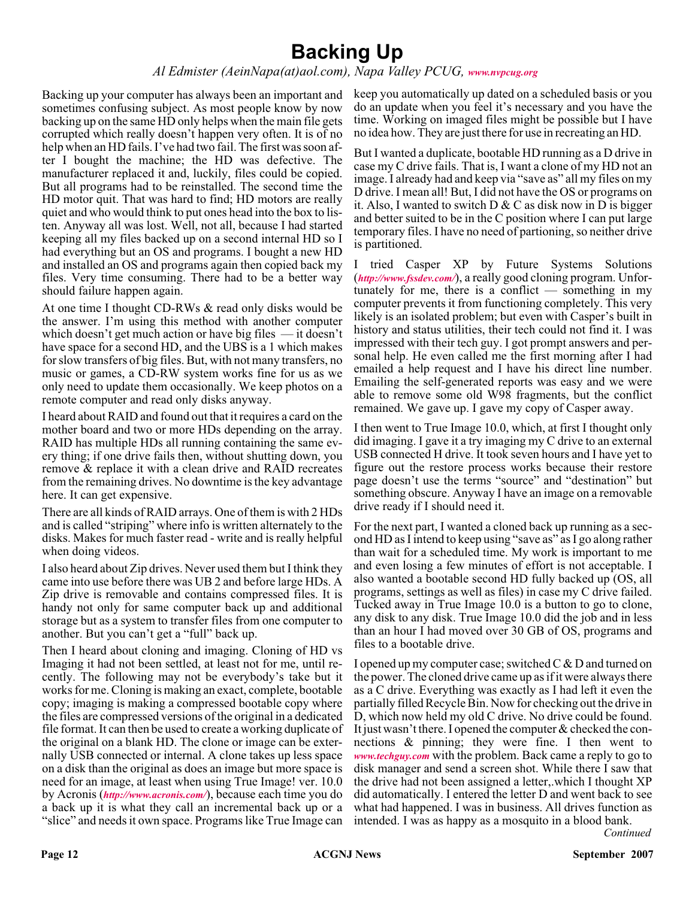# Backing Up

*Al Edmister (AeinNapa(at)aol.com), Napa Valley PCUG, www.nvpcug.org*

Backing up your computer has always been an important and sometimes confusing subject. As most people know by now backing up on the same HD only helps when the main file gets corrupted which really doesn't happen very often. It is of no help when an HD fails. I've had two fail. The first was soon after I bought the machine; the HD was defective. The manufacturer replaced it and, luckily, files could be copied. But all programs had to be reinstalled. The second time the HD motor quit. That was hard to find; HD motors are really quiet and who would think to put ones head into the box to listen. Anyway all was lost. Well, not all, because I had started keeping all my files backed up on a second internal HD so I had everything but an OS and programs. I bought a new HD and installed an OS and programs again then copied back my files. Very time consuming. There had to be a better way should failure happen again.

At one time I thought CD-RWs & read only disks would be the answer. I'm using this method with another computer which doesn't get much action or have big files — it doesn't have space for a second HD, and the UBS is a 1 which makes for slow transfers of big files. But, with not many transfers, no music or games, a CD-RW system works fine for us as we only need to update them occasionally. We keep photos on a remote computer and read only disks anyway.

I heard about RAID and found out that it requires a card on the mother board and two or more HDs depending on the array. RAID has multiple HDs all running containing the same every thing; if one drive fails then, without shutting down, you remove & replace it with a clean drive and RAID recreates from the remaining drives. No downtime is the key advantage here. It can get expensive.

There are all kinds of RAID arrays. One of them is with 2 HDs and is called "striping" where info is written alternately to the disks. Makes for much faster read - write and is really helpful when doing videos.

I also heard about Zip drives. Never used them but I think they came into use before there was UB 2 and before large HDs. A Zip drive is removable and contains compressed files. It is handy not only for same computer back up and additional storage but as a system to transfer files from one computer to another. But you can't get a "full" back up.

Then I heard about cloning and imaging. Cloning of HD vs Imaging it had not been settled, at least not for me, until recently. The following may not be everybody's take but it works for me. Cloning is making an exact, complete, bootable copy; imaging is making a compressed bootable copy where the files are compressed versions of the original in a dedicated file format. It can then be used to create a working duplicate of the original on a blank HD. The clone or image can be externally USB connected or internal. A clone takes up less space on a disk than the original as does an image but more space is need for an image, at least when using True Image! ver. 10.0 by Acronis (*http://www.acronis.com/*), because each time you do a back up it is what they call an incremental back up or a "slice" and needs it own space. Programs like True Image can keep you automatically up dated on a scheduled basis or you do an update when you feel it's necessary and you have the time. Working on imaged files might be possible but I have no idea how. They are just there for use in recreating an HD.

But I wanted a duplicate, bootable HD running as a D drive in case my C drive fails. That is, I want a clone of my HD not an image. I already had and keep via "save as" all my files on my D drive. I mean all! But, I did not have the OS or programs on it. Also, I wanted to switch D & C as disk now in D is bigger and better suited to be in the C position where I can put large temporary files. I have no need of partioning, so neither drive is partitioned.

I tried Casper XP by Future Systems Solutions (*http://www.fssdev.com/*), a really good cloning program. Unfortunately for me, there is a conflict — something in my computer prevents it from functioning completely. This very likely is an isolated problem; but even with Casper's built in history and status utilities, their tech could not find it. I was impressed with their tech guy. I got prompt answers and personal help. He even called me the first morning after I had emailed a help request and I have his direct line number. Emailing the self-generated reports was easy and we were able to remove some old W98 fragments, but the conflict remained. We gave up. I gave my copy of Casper away.

I then went to True Image 10.0, which, at first I thought only did imaging. I gave it a try imaging my C drive to an external USB connected H drive. It took seven hours and I have yet to figure out the restore process works because their restore page doesn't use the terms "source" and "destination" but something obscure. Anyway I have an image on a removable drive ready if I should need it.

For the next part, I wanted a cloned back up running as a second HD as I intend to keep using "save as" as I go along rather than wait for a scheduled time. My work is important to me and even losing a few minutes of effort is not acceptable. I also wanted a bootable second HD fully backed up (OS, all programs, settings as well as files) in case my C drive failed. Tucked away in True Image 10.0 is a button to go to clone, any disk to any disk. True Image 10.0 did the job and in less than an hour I had moved over 30 GB of OS, programs and files to a bootable drive.

I opened up my computer case; switched C & D and turned on the power. The cloned drive came up as if it were always there as a C drive. Everything was exactly as I had left it even the partially filled Recycle Bin. Now for checking out the drive in D, which now held my old C drive. No drive could be found. It just wasn't there. I opened the computer & checked the connections & pinning; they were fine. I then went to *www.techguy.com* with the problem. Back came a reply to go to disk manager and send a screen shot. While there I saw that the drive had not been assigned a letter,.which I thought XP did automatically. I entered the letter D and went back to see what had happened. I was in business. All drives function as intended. I was as happy as a mosquito in a blood bank.

*Continued*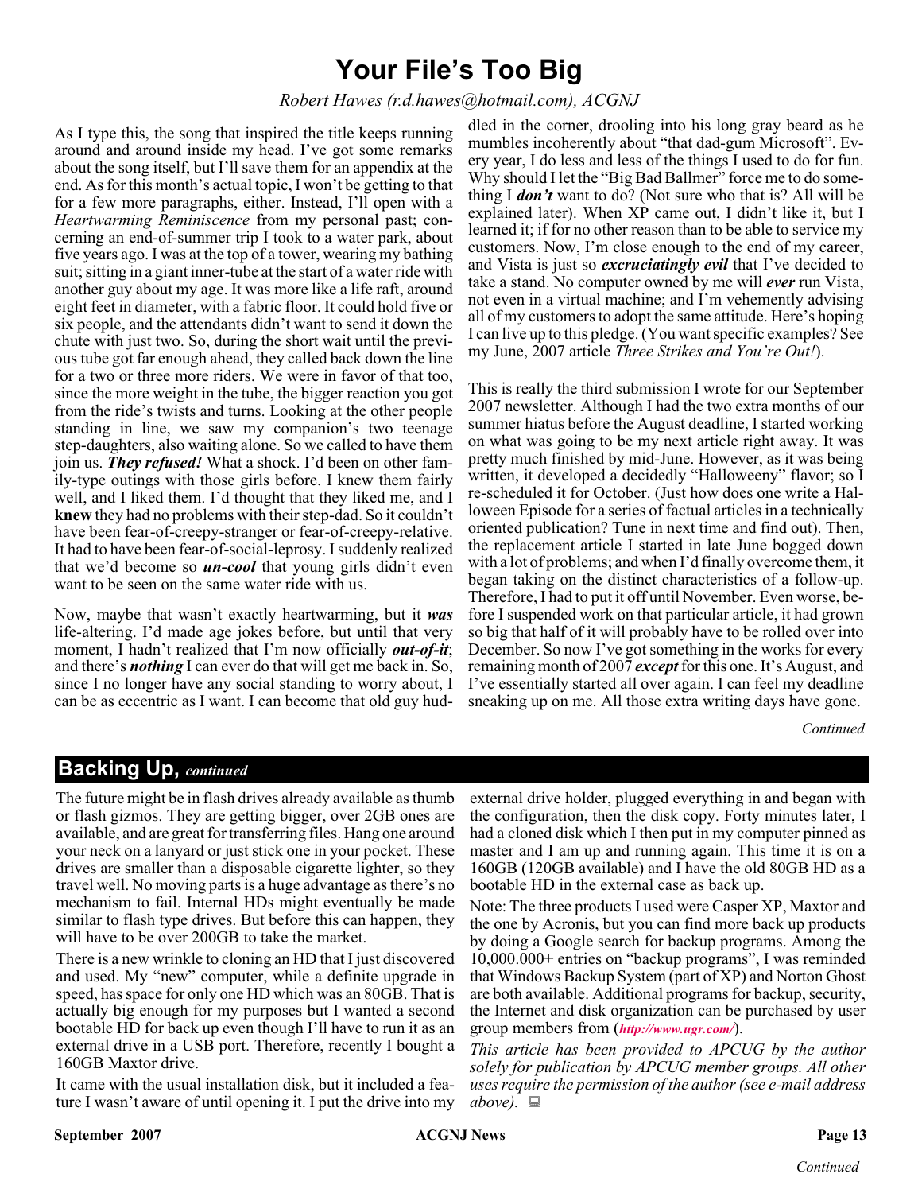# Your File's Too Big

*Robert Hawes (r.d.hawes@hotmail.com), ACGNJ*

As I type this, the song that inspired the title keeps running around and around inside my head. I've got some remarks about the song itself, but I'll save them for an appendix at the end. As for this month's actual topic, I won't be getting to that for a few more paragraphs, either. Instead, I'll open with a *Heartwarming Reminiscence* from my personal past; concerning an end-of-summer trip I took to a water park, about five years ago. I was at the top of a tower, wearing my bathing suit; sitting in a giant inner-tube at the start of a water ride with another guy about my age. It was more like a life raft, around eight feet in diameter, with a fabric floor. It could hold five or six people, and the attendants didn't want to send it down the chute with just two. So, during the short wait until the previous tube got far enough ahead, they called back down the line for a two or three more riders. We were in favor of that too, since the more weight in the tube, the bigger reaction you got from the ride's twists and turns. Looking at the other people standing in line, we saw my companion's two teenage step-daughters, also waiting alone. So we called to have them join us. ***They refused!*** What a shock. I'd been on other family-type outings with those girls before. I knew them fairly well, and I liked them. I'd thought that they liked me, and I **knew** they had no problems with their step-dad. So it couldn't have been fear-of-creepy-stranger or fear-of-creepy-relative. It had to have been fear-of-social-leprosy. I suddenly realized that we'd become so ***un-cool*** that young girls didn't even want to be seen on the same water ride with us.

Now, maybe that wasn't exactly heartwarming, but it ***was*** life-altering. I'd made age jokes before, but until that very moment, I hadn't realized that I'm now officially ***out-of-it***; and there's ***nothing*** I can ever do that will get me back in. So, since I no longer have any social standing to worry about, I can be as eccentric as I want. I can become that old guy huddled in the corner, drooling into his long gray beard as he mumbles incoherently about "that dad-gum Microsoft". Every year, I do less and less of the things I used to do for fun. Why should I let the "Big Bad Ballmer" force me to do something I ***don't*** want to do? (Not sure who that is? All will be explained later). When XP came out, I didn't like it, but I learned it; if for no other reason than to be able to service my customers. Now, I'm close enough to the end of my career, and Vista is just so ***excruciatingly evil*** that I've decided to take a stand. No computer owned by me will ***ever*** run Vista, not even in a virtual machine; and I'm vehemently advising all of my customers to adopt the same attitude. Here's hoping I can live up to this pledge. (You want specific examples? See my June, 2007 article *Three Strikes and You're Out!*).

This is really the third submission I wrote for our September 2007 newsletter. Although I had the two extra months of our summer hiatus before the August deadline, I started working on what was going to be my next article right away. It was pretty much finished by mid-June. However, as it was being written, it developed a decidedly "Halloweeny" flavor; so I re-scheduled it for October. (Just how does one write a Halloween Episode for a series of factual articles in a technically oriented publication? Tune in next time and find out). Then, the replacement article I started in late June bogged down with a lot of problems; and when I'd finally overcome them, it began taking on the distinct characteristics of a follow-up. Therefore, I had to put it off until November. Even worse, before I suspended work on that particular article, it had grown so big that half of it will probably have to be rolled over into December. So now I've got something in the works for every remaining month of 2007 ***except*** for this one. It's August, and I've essentially started all over again. I can feel my deadline sneaking up on me. All those extra writing days have gone.

*Continued*

## Backing Up, *continued*

The future might be in flash drives already available as thumb or flash gizmos. They are getting bigger, over 2GB ones are available, and are great for transferring files. Hang one around your neck on a lanyard or just stick one in your pocket. These drives are smaller than a disposable cigarette lighter, so they travel well. No moving parts is a huge advantage as there's no mechanism to fail. Internal HDs might eventually be made similar to flash type drives. But before this can happen, they will have to be over 200GB to take the market.

There is a new wrinkle to cloning an HD that I just discovered and used. My "new" computer, while a definite upgrade in speed, has space for only one HD which was an 80GB. That is actually big enough for my purposes but I wanted a second bootable HD for back up even though I'll have to run it as an external drive in a USB port. Therefore, recently I bought a 160GB Maxtor drive.

It came with the usual installation disk, but it included a feature I wasn't aware of until opening it. I put the drive into my external drive holder, plugged everything in and began with the configuration, then the disk copy. Forty minutes later, I had a cloned disk which I then put in my computer pinned as master and I am up and running again. This time it is on a 160GB (120GB available) and I have the old 80GB HD as a bootable HD in the external case as back up.

Note: The three products I used were Casper XP, Maxtor and the one by Acronis, but you can find more back up products by doing a Google search for backup programs. Among the 10,000.000+ entries on "backup programs", I was reminded that Windows Backup System (part of XP) and Norton Ghost are both available. Additional programs for backup, security, the Internet and disk organization can be purchased by user group members from (***http://www.ugr.com/***).

*This article has been provided to APCUG by the author solely for publication by APCUG member groups. All other uses require the permission of the author (see e-mail address above).*

*Continued*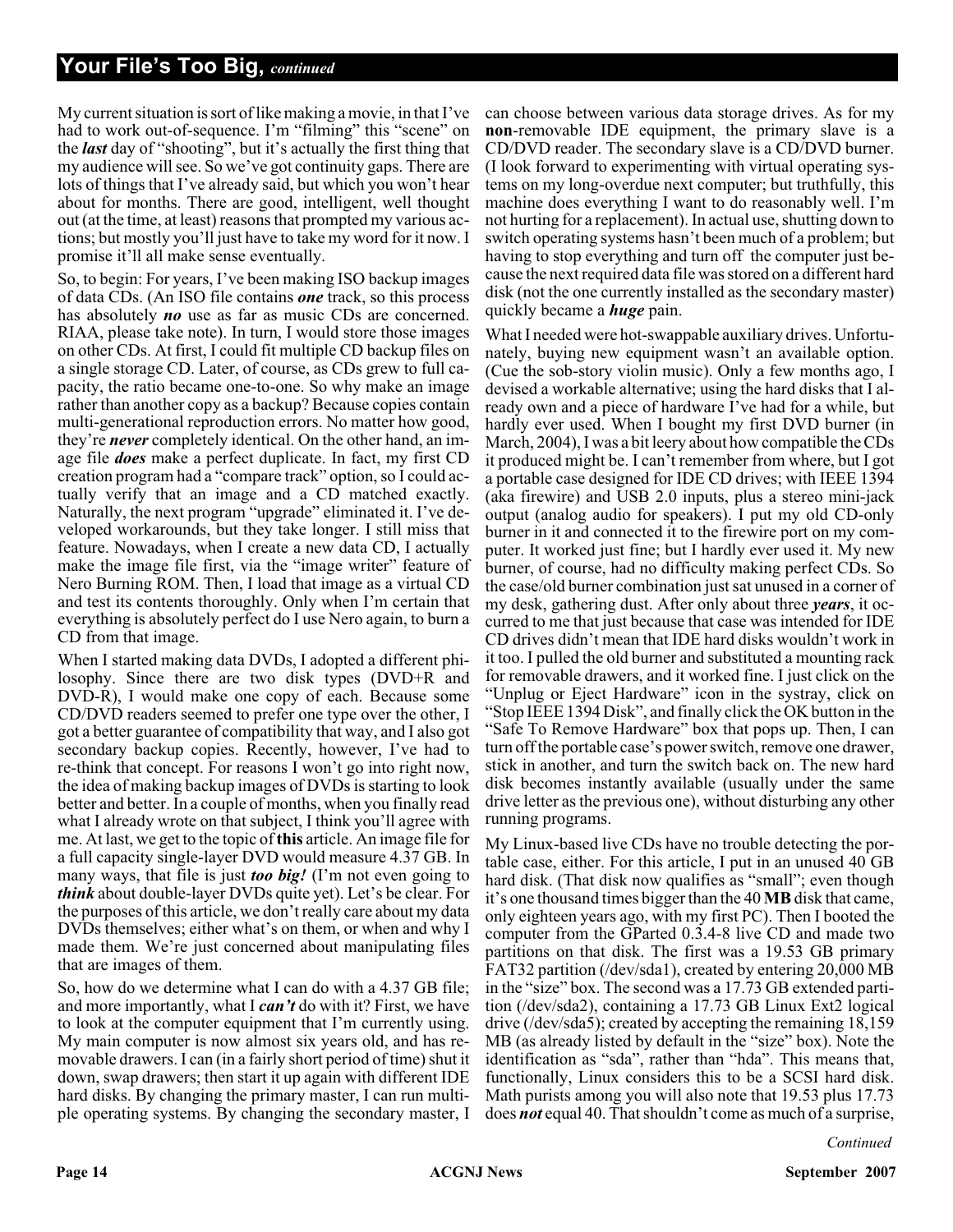## Your File's Too Big, *continued*

My current situation is sort of like making a movie, in that I've had to work out-of-sequence. I'm "filming" this "scene" on the ***last*** day of "shooting", but it's actually the first thing that my audience will see. So we've got continuity gaps. There are lots of things that I've already said, but which you won't hear about for months. There are good, intelligent, well thought out (at the time, at least) reasons that prompted my various actions; but mostly you'll just have to take my word for it now. I promise it'll all make sense eventually.

So, to begin: For years, I've been making ISO backup images of data CDs. (An ISO file contains ***one*** track, so this process has absolutely ***no*** use as far as music CDs are concerned. RIAA, please take note). In turn, I would store those images on other CDs. At first, I could fit multiple CD backup files on a single storage CD. Later, of course, as CDs grew to full capacity, the ratio became one-to-one. So why make an image rather than another copy as a backup? Because copies contain multi-generational reproduction errors. No matter how good, they're ***never*** completely identical. On the other hand, an image file ***does*** make a perfect duplicate. In fact, my first CD creation program had a "compare track" option, so I could actually verify that an image and a CD matched exactly. Naturally, the next program "upgrade" eliminated it. I've developed workarounds, but they take longer. I still miss that feature. Nowadays, when I create a new data CD, I actually make the image file first, via the "image writer" feature of Nero Burning ROM. Then, I load that image as a virtual CD and test its contents thoroughly. Only when I'm certain that everything is absolutely perfect do I use Nero again, to burn a CD from that image.

When I started making data DVDs, I adopted a different philosophy. Since there are two disk types (DVD+R and DVD-R), I would make one copy of each. Because some CD/DVD readers seemed to prefer one type over the other, I got a better guarantee of compatibility that way, and I also got secondary backup copies. Recently, however, I've had to re-think that concept. For reasons I won't go into right now, the idea of making backup images of DVDs is starting to look better and better. In a couple of months, when you finally read what I already wrote on that subject, I think you'll agree with me. At last, we get to the topic of **this** article. An image file for a full capacity single-layer DVD would measure 4.37 GB. In many ways, that file is just ***too big!*** (I'm not even going to ***think*** about double-layer DVDs quite yet). Let's be clear. For the purposes of this article, we don't really care about my data DVDs themselves; either what's on them, or when and why I made them. We're just concerned about manipulating files that are images of them.

So, how do we determine what I can do with a 4.37 GB file; and more importantly, what I ***can't*** do with it? First, we have to look at the computer equipment that I'm currently using. My main computer is now almost six years old, and has removable drawers. I can (in a fairly short period of time) shut it down, swap drawers; then start it up again with different IDE hard disks. By changing the primary master, I can run multiple operating systems. By changing the secondary master, I can choose between various data storage drives. As for my **non**-removable IDE equipment, the primary slave is a CD/DVD reader. The secondary slave is a CD/DVD burner. (I look forward to experimenting with virtual operating systems on my long-overdue next computer; but truthfully, this machine does everything I want to do reasonably well. I'm not hurting for a replacement). In actual use, shutting down to switch operating systems hasn't been much of a problem; but having to stop everything and turn off the computer just because the next required data file was stored on a different hard disk (not the one currently installed as the secondary master) quickly became a ***huge*** pain.

What I needed were hot-swappable auxiliary drives. Unfortunately, buying new equipment wasn't an available option. (Cue the sob-story violin music). Only a few months ago, I devised a workable alternative; using the hard disks that I already own and a piece of hardware I've had for a while, but hardly ever used. When I bought my first DVD burner (in March, 2004), I was a bit leery about how compatible the CDs it produced might be. I can't remember from where, but I got a portable case designed for IDE CD drives; with IEEE 1394 (aka firewire) and USB 2.0 inputs, plus a stereo mini-jack output (analog audio for speakers). I put my old CD-only burner in it and connected it to the firewire port on my computer. It worked just fine; but I hardly ever used it. My new burner, of course, had no difficulty making perfect CDs. So the case/old burner combination just sat unused in a corner of my desk, gathering dust. After only about three ***years***, it occurred to me that just because that case was intended for IDE CD drives didn't mean that IDE hard disks wouldn't work in it too. I pulled the old burner and substituted a mounting rack for removable drawers, and it worked fine. I just click on the "Unplug or Eject Hardware" icon in the systray, click on "Stop IEEE 1394 Disk", and finally click the OK button in the "Safe To Remove Hardware" box that pops up. Then, I can turn off the portable case's power switch, remove one drawer, stick in another, and turn the switch back on. The new hard disk becomes instantly available (usually under the same drive letter as the previous one), without disturbing any other running programs.

My Linux-based live CDs have no trouble detecting the portable case, either. For this article, I put in an unused 40 GB hard disk. (That disk now qualifies as "small"; even though it's one thousand times bigger than the 40 **MB** disk that came, only eighteen years ago, with my first PC). Then I booted the computer from the GParted 0.3.4-8 live CD and made two partitions on that disk. The first was a 19.53 GB primary FAT32 partition (/dev/sda1), created by entering 20,000 MB in the "size" box. The second was a 17.73 GB extended partition (/dev/sda2), containing a 17.73 GB Linux Ext2 logical drive (/dev/sda5); created by accepting the remaining 18,159 MB (as already listed by default in the "size" box). Note the identification as "sda", rather than "hda". This means that, functionally, Linux considers this to be a SCSI hard disk. Math purists among you will also note that 19.53 plus 17.73 does ***not*** equal 40. That shouldn't come as much of a surprise,

*Continued*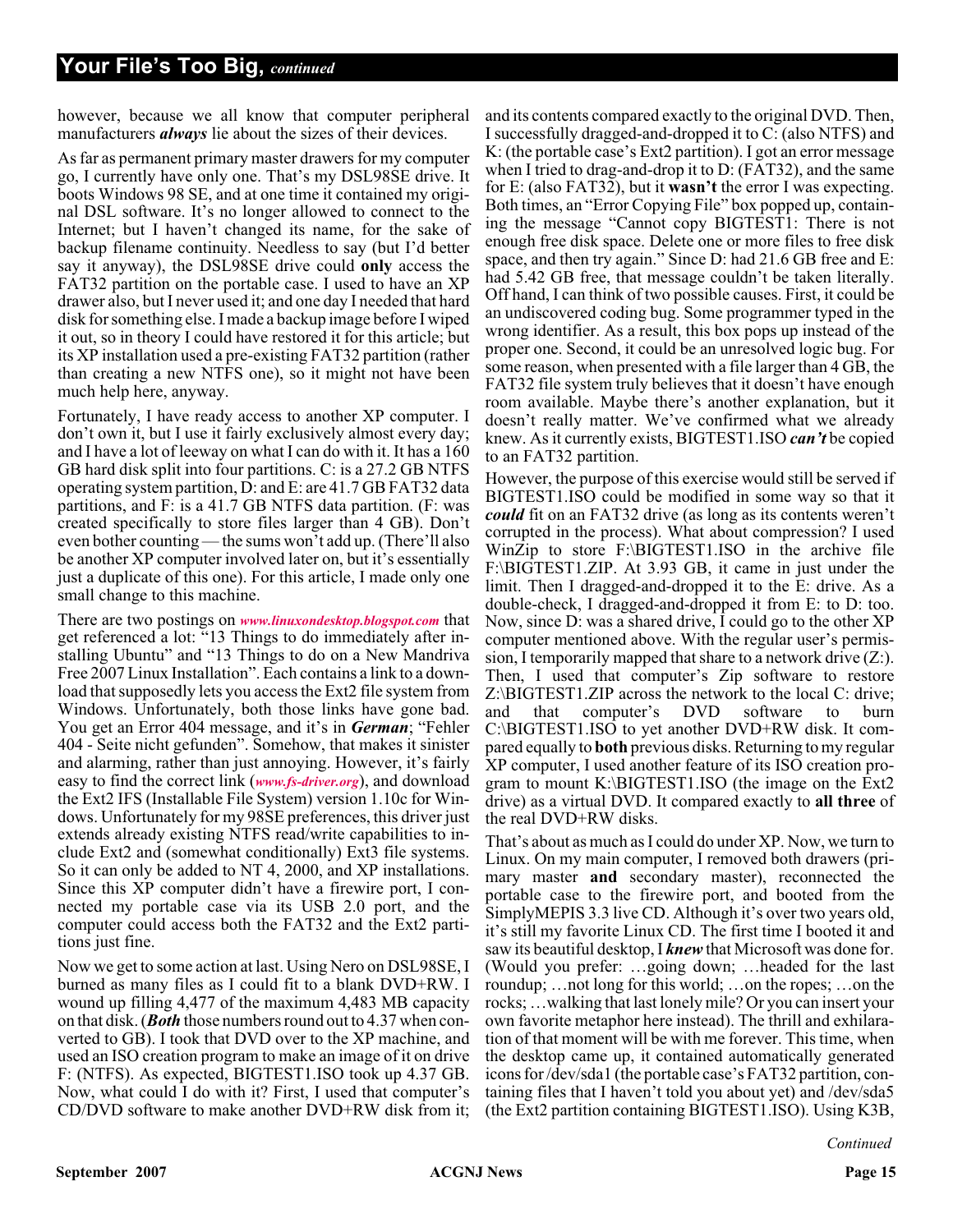however, because we all know that computer peripheral manufacturers ***always*** lie about the sizes of their devices.

As far as permanent primary master drawers for my computer go, I currently have only one. That's my DSL98SE drive. It boots Windows 98 SE, and at one time it contained my original DSL software. It's no longer allowed to connect to the Internet; but I haven't changed its name, for the sake of backup filename continuity. Needless to say (but I'd better say it anyway), the DSL98SE drive could **only** access the FAT32 partition on the portable case. I used to have an XP drawer also, but I never used it; and one day I needed that hard disk for something else. I made a backup image before I wiped it out, so in theory I could have restored it for this article; but its XP installation used a pre-existing FAT32 partition (rather than creating a new NTFS one), so it might not have been much help here, anyway.

Fortunately, I have ready access to another XP computer. I don't own it, but I use it fairly exclusively almost every day; and I have a lot of leeway on what I can do with it. It has a 160 GB hard disk split into four partitions. C: is a 27.2 GB NTFS operating system partition, D: and E: are 41.7 GB FAT32 data partitions, and F: is a 41.7 GB NTFS data partition. (F: was created specifically to store files larger than 4 GB). Don't even bother counting — the sums won't add up. (There'll also be another XP computer involved later on, but it's essentially just a duplicate of this one). For this article, I made only one small change to this machine.

There are two postings on ***www.linuxondesktop.blogspot.com*** that get referenced a lot: "13 Things to do immediately after installing Ubuntu" and "13 Things to do on a New Mandriva Free 2007 Linux Installation". Each contains a link to a download that supposedly lets you access the Ext2 file system from Windows. Unfortunately, both those links have gone bad. You get an Error 404 message, and it's in ***German***; "Fehler 404 - Seite nicht gefunden". Somehow, that makes it sinister and alarming, rather than just annoying. However, it's fairly easy to find the correct link (***www.fs-driver.org***), and download the Ext2 IFS (Installable File System) version 1.10c for Windows. Unfortunately for my 98SE preferences, this driver just extends already existing NTFS read/write capabilities to include Ext2 and (somewhat conditionally) Ext3 file systems. So it can only be added to NT 4, 2000, and XP installations. Since this XP computer didn't have a firewire port, I connected my portable case via its USB 2.0 port, and the computer could access both the FAT32 and the Ext2 partitions just fine.

Now we get to some action at last. Using Nero on DSL98SE, I burned as many files as I could fit to a blank DVD+RW. I wound up filling 4,477 of the maximum 4,483 MB capacity on that disk. (***Both*** those numbers round out to 4.37 when converted to GB). I took that DVD over to the XP machine, and used an ISO creation program to make an image of it on drive F: (NTFS). As expected, BIGTEST1.ISO took up 4.37 GB. Now, what could I do with it? First, I used that computer's CD/DVD software to make another DVD+RW disk from it; and its contents compared exactly to the original DVD. Then, I successfully dragged-and-dropped it to C: (also NTFS) and K: (the portable case's Ext2 partition). I got an error message when I tried to drag-and-drop it to D: (FAT32), and the same for E: (also FAT32), but it **wasn't** the error I was expecting. Both times, an "Error Copying File" box popped up, containing the message "Cannot copy BIGTEST1: There is not enough free disk space. Delete one or more files to free disk space, and then try again." Since D: had 21.6 GB free and E: had 5.42 GB free, that message couldn't be taken literally. Off hand, I can think of two possible causes. First, it could be an undiscovered coding bug. Some programmer typed in the wrong identifier. As a result, this box pops up instead of the proper one. Second, it could be an unresolved logic bug. For some reason, when presented with a file larger than 4 GB, the FAT32 file system truly believes that it doesn't have enough room available. Maybe there's another explanation, but it doesn't really matter. We've confirmed what we already knew. As it currently exists, BIGTEST1.ISO ***can't*** be copied to an FAT32 partition.

However, the purpose of this exercise would still be served if BIGTEST1.ISO could be modified in some way so that it ***could*** fit on an FAT32 drive (as long as its contents weren't corrupted in the process). What about compression? I used WinZip to store F:\BIGTEST1.ISO in the archive file F:\BIGTEST1.ZIP. At 3.93 GB, it came in just under the limit. Then I dragged-and-dropped it to the E: drive. As a double-check, I dragged-and-dropped it from E: to D: too. Now, since D: was a shared drive, I could go to the other XP computer mentioned above. With the regular user's permission, I temporarily mapped that share to a network drive (Z:). Then, I used that computer's Zip software to restore Z:\BIGTEST1.ZIP across the network to the local C: drive; and that computer's DVD software to burn C:\BIGTEST1.ISO to yet another DVD+RW disk. It compared equally to **both** previous disks. Returning to my regular XP computer, I used another feature of its ISO creation program to mount K:\BIGTEST1.ISO (the image on the Ext2 drive) as a virtual DVD. It compared exactly to **all three** of the real DVD+RW disks.

That's about as much as I could do under XP. Now, we turn to Linux. On my main computer, I removed both drawers (primary master **and** secondary master), reconnected the portable case to the firewire port, and booted from the SimplyMEPIS 3.3 live CD. Although it's over two years old, it's still my favorite Linux CD. The first time I booted it and saw its beautiful desktop, I ***knew*** that Microsoft was done for. (Would you prefer: …going down; …headed for the last roundup; …not long for this world; …on the ropes; …on the rocks; …walking that last lonely mile? Or you can insert your own favorite metaphor here instead). The thrill and exhilaration of that moment will be with me forever. This time, when the desktop came up, it contained automatically generated icons for /dev/sda1 (the portable case's FAT32 partition, containing files that I haven't told you about yet) and /dev/sda5 (the Ext2 partition containing BIGTEST1.ISO). Using K3B,

*Continued*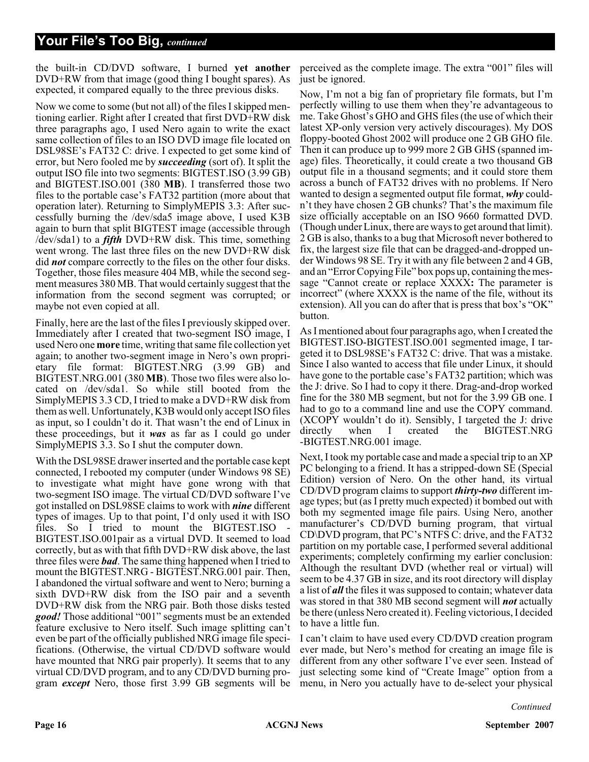## Your File's Too Big, *continued*

the built-in CD/DVD software, I burned **yet another** DVD+RW from that image (good thing I bought spares). As expected, it compared equally to the three previous disks.

Now we come to some (but not all) of the files I skipped mentioning earlier. Right after I created that first DVD+RW disk three paragraphs ago, I used Nero again to write the exact same collection of files to an ISO DVD image file located on DSL98SE's FAT32 C: drive. I expected to get some kind of error, but Nero fooled me by ***succeeding*** (sort of). It split the output ISO file into two segments: BIGTEST.ISO (3.99 GB) and BIGTEST.ISO.001 (380 **MB**). I transferred those two files to the portable case's FAT32 partition (more about that operation later). Returning to SimplyMEPIS 3.3: After successfully burning the /dev/sda5 image above, I used K3B again to burn that split BIGTEST image (accessible through /dev/sda1) to a ***fifth*** DVD+RW disk. This time, something went wrong. The last three files on the new DVD+RW disk did ***not*** compare correctly to the files on the other four disks. Together, those files measure 404 MB, while the second segment measures 380 MB. That would certainly suggest that the information from the second segment was corrupted; or maybe not even copied at all.

Finally, here are the last of the files I previously skipped over. Immediately after I created that two-segment ISO image, I used Nero one **more** time, writing that same file collection yet again; to another two-segment image in Nero's own proprietary file format: BIGTEST.NRG (3.99 GB) and BIGTEST.NRG.001 (380 **MB**). Those two files were also located on /dev/sda1. So while still booted from the SimplyMEPIS 3.3 CD, I tried to make a DVD+RW disk from them as well. Unfortunately, K3B would only accept ISO files as input, so I couldn't do it. That wasn't the end of Linux in these proceedings, but it ***was*** as far as I could go under SimplyMEPIS 3.3. So I shut the computer down.

With the DSL98SE drawer inserted and the portable case kept connected, I rebooted my computer (under Windows 98 SE) to investigate what might have gone wrong with that two-segment ISO image. The virtual CD/DVD software I've got installed on DSL98SE claims to work with ***nine*** different types of images. Up to that point, I'd only used it with ISO files. So I tried to mount the BIGTEST.ISO - BIGTEST.ISO.001pair as a virtual DVD. It seemed to load correctly, but as with that fifth DVD+RW disk above, the last three files were ***bad***. The same thing happened when I tried to mount the BIGTEST.NRG - BIGTEST.NRG.001 pair. Then, I abandoned the virtual software and went to Nero; burning a sixth DVD+RW disk from the ISO pair and a seventh DVD+RW disk from the NRG pair. Both those disks tested ***good!*** Those additional "001" segments must be an extended feature exclusive to Nero itself. Such image splitting can't even be part of the officially published NRG image file specifications. (Otherwise, the virtual CD/DVD software would have mounted that NRG pair properly). It seems that to any virtual CD/DVD program, and to any CD/DVD burning program ***except*** Nero, those first 3.99 GB segments will be perceived as the complete image. The extra "001" files will just be ignored.

Now, I'm not a big fan of proprietary file formats, but I'm perfectly willing to use them when they're advantageous to me. Take Ghost's GHO and GHS files (the use of which their latest XP-only version very actively discourages). My DOS floppy-booted Ghost 2002 will produce one 2 GB GHO file. Then it can produce up to 999 more 2 GB GHS (spanned image) files. Theoretically, it could create a two thousand GB output file in a thousand segments; and it could store them across a bunch of FAT32 drives with no problems. If Nero wanted to design a segmented output file format, ***why*** couldn't they have chosen 2 GB chunks? That's the maximum file size officially acceptable on an ISO 9660 formatted DVD. (Though under Linux, there are ways to get around that limit). 2 GB is also, thanks to a bug that Microsoft never bothered to fix, the largest size file that can be dragged-and-dropped under Windows 98 SE. Try it with any file between 2 and 4 GB, and an "Error Copying File" box pops up, containing the message "Cannot create or replace XXXX**:** The parameter is incorrect" (where XXXX is the name of the file, without its extension). All you can do after that is press that box's "OK" button.

As I mentioned about four paragraphs ago, when I created the BIGTEST.ISO-BIGTEST.ISO.001 segmented image, I targeted it to DSL98SE's FAT32 C: drive. That was a mistake. Since I also wanted to access that file under Linux, it should have gone to the portable case's FAT32 partition; which was the J: drive. So I had to copy it there. Drag-and-drop worked fine for the 380 MB segment, but not for the 3.99 GB one. I had to go to a command line and use the COPY command. (XCOPY wouldn't do it). Sensibly, I targeted the J: drive directly when I created the BIGTEST.NRG -BIGTEST.NRG.001 image.

Next, I took my portable case and made a special trip to an XP PC belonging to a friend. It has a stripped-down SE (Special Edition) version of Nero. On the other hand, its virtual CD/DVD program claims to support ***thirty-two*** different image types; but (as I pretty much expected) it bombed out with both my segmented image file pairs. Using Nero, another manufacturer's CD/DVD burning program, that virtual CD\DVD program, that PC's NTFS C: drive, and the FAT32 partition on my portable case, I performed several additional experiments; completely confirming my earlier conclusion: Although the resultant DVD (whether real or virtual) will seem to be 4.37 GB in size, and its root directory will display a list of ***all*** the files it was supposed to contain; whatever data was stored in that 380 MB second segment will ***not*** actually be there (unless Nero created it). Feeling victorious, I decided to have a little fun.

I can't claim to have used every CD/DVD creation program ever made, but Nero's method for creating an image file is different from any other software I've ever seen. Instead of just selecting some kind of "Create Image" option from a menu, in Nero you actually have to de-select your physical

*Continued*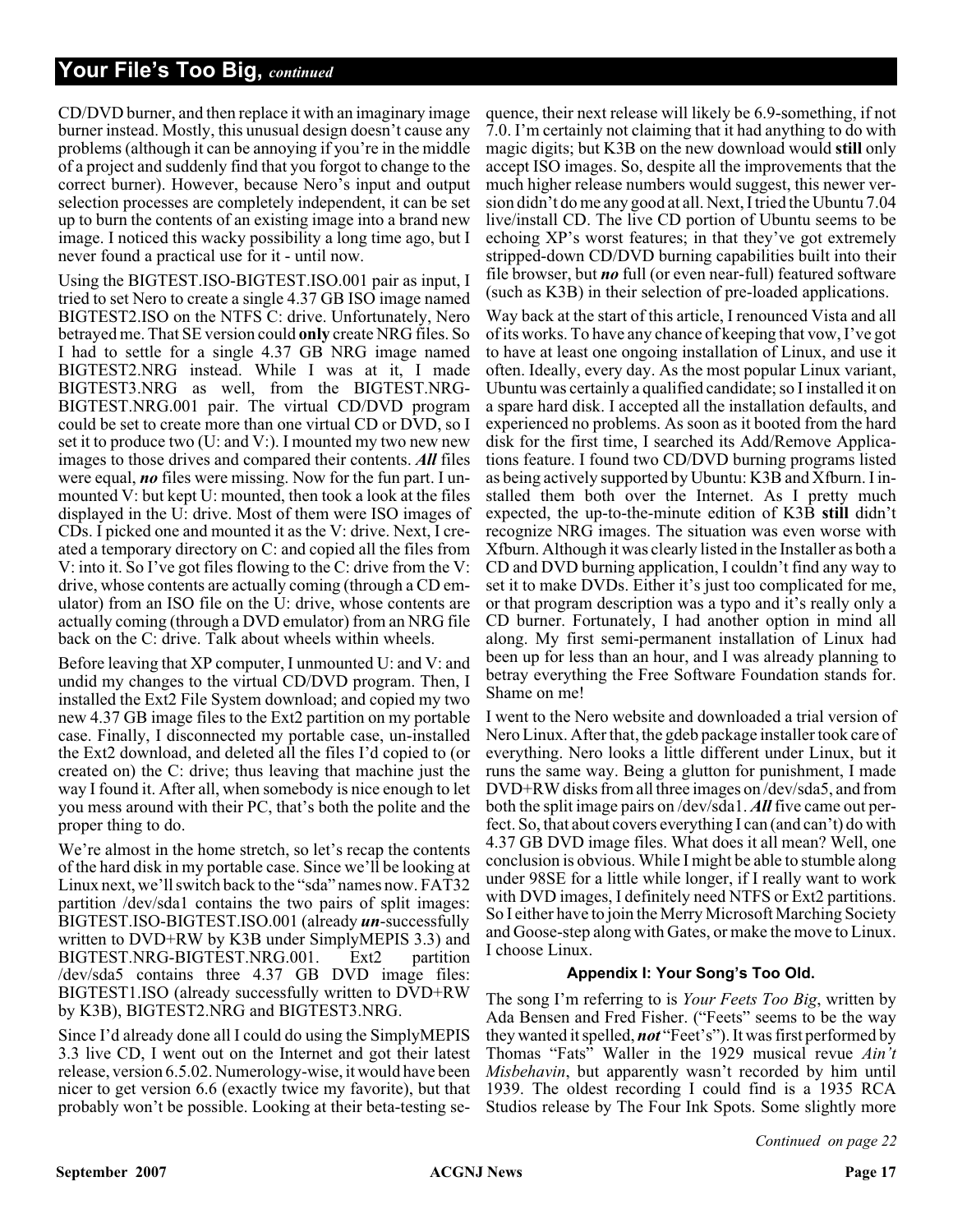CD/DVD burner, and then replace it with an imaginary image burner instead. Mostly, this unusual design doesn't cause any problems (although it can be annoying if you're in the middle of a project and suddenly find that you forgot to change to the correct burner). However, because Nero's input and output selection processes are completely independent, it can be set up to burn the contents of an existing image into a brand new image. I noticed this wacky possibility a long time ago, but I never found a practical use for it - until now.

Using the BIGTEST.ISO-BIGTEST.ISO.001 pair as input, I tried to set Nero to create a single 4.37 GB ISO image named BIGTEST2.ISO on the NTFS C: drive. Unfortunately, Nero betrayed me. That SE version could **only** create NRG files. So I had to settle for a single 4.37 GB NRG image named BIGTEST2.NRG instead. While I was at it, I made BIGTEST3.NRG as well, from the BIGTEST.NRG-BIGTEST.NRG.001 pair. The virtual CD/DVD program could be set to create more than one virtual CD or DVD, so I set it to produce two (U: and V:). I mounted my two new new images to those drives and compared their contents. ***All*** files were equal, ***no*** files were missing. Now for the fun part. I unmounted V: but kept U: mounted, then took a look at the files displayed in the U: drive. Most of them were ISO images of CDs. I picked one and mounted it as the V: drive. Next, I created a temporary directory on C: and copied all the files from V: into it. So I've got files flowing to the C: drive from the V: drive, whose contents are actually coming (through a CD emulator) from an ISO file on the U: drive, whose contents are actually coming (through a DVD emulator) from an NRG file back on the C: drive. Talk about wheels within wheels.

Before leaving that XP computer, I unmounted U: and V: and undid my changes to the virtual CD/DVD program. Then, I installed the Ext2 File System download; and copied my two new 4.37 GB image files to the Ext2 partition on my portable case. Finally, I disconnected my portable case, un-installed the Ext2 download, and deleted all the files I'd copied to (or created on) the C: drive; thus leaving that machine just the way I found it. After all, when somebody is nice enough to let you mess around with their PC, that's both the polite and the proper thing to do.

We're almost in the home stretch, so let's recap the contents of the hard disk in my portable case. Since we'll be looking at Linux next, we'll switch back to the "sda" names now. FAT32 partition /dev/sda1 contains the two pairs of split images: BIGTEST.ISO-BIGTEST.ISO.001 (already ***un***-successfully written to DVD+RW by K3B under SimplyMEPIS 3.3) and BIGTEST.NRG-BIGTEST.NRG.001. Ext2 partition /dev/sda5 contains three 4.37 GB DVD image files: BIGTEST1.ISO (already successfully written to DVD+RW by K3B), BIGTEST2.NRG and BIGTEST3.NRG.

Since I'd already done all I could do using the SimplyMEPIS 3.3 live CD, I went out on the Internet and got their latest release, version 6.5.02. Numerology-wise, it would have been nicer to get version 6.6 (exactly twice my favorite), but that probably won't be possible. Looking at their beta-testing sequence, their next release will likely be 6.9-something, if not 7.0. I'm certainly not claiming that it had anything to do with magic digits; but K3B on the new download would **still** only accept ISO images. So, despite all the improvements that the much higher release numbers would suggest, this newer version didn't do me any good at all. Next, I tried the Ubuntu 7.04 live/install CD. The live CD portion of Ubuntu seems to be echoing XP's worst features; in that they've got extremely stripped-down CD/DVD burning capabilities built into their file browser, but ***no*** full (or even near-full) featured software (such as K3B) in their selection of pre-loaded applications.

Way back at the start of this article, I renounced Vista and all of its works. To have any chance of keeping that vow, I've got to have at least one ongoing installation of Linux, and use it often. Ideally, every day. As the most popular Linux variant, Ubuntu was certainly a qualified candidate; so I installed it on a spare hard disk. I accepted all the installation defaults, and experienced no problems. As soon as it booted from the hard disk for the first time, I searched its Add/Remove Applications feature. I found two CD/DVD burning programs listed as being actively supported by Ubuntu: K3B and Xfburn. I installed them both over the Internet. As I pretty much expected, the up-to-the-minute edition of K3B **still** didn't recognize NRG images. The situation was even worse with Xfburn. Although it was clearly listed in the Installer as both a CD and DVD burning application, I couldn't find any way to set it to make DVDs. Either it's just too complicated for me, or that program description was a typo and it's really only a CD burner. Fortunately, I had another option in mind all along. My first semi-permanent installation of Linux had been up for less than an hour, and I was already planning to betray everything the Free Software Foundation stands for. Shame on me!

I went to the Nero website and downloaded a trial version of Nero Linux. After that, the gdeb package installer took care of everything. Nero looks a little different under Linux, but it runs the same way. Being a glutton for punishment, I made DVD+RW disks from all three images on /dev/sda5, and from both the split image pairs on /dev/sda1. ***All*** five came out perfect. So, that about covers everything I can (and can't) do with 4.37 GB DVD image files. What does it all mean? Well, one conclusion is obvious. While I might be able to stumble along under 98SE for a little while longer, if I really want to work with DVD images, I definitely need NTFS or Ext2 partitions. So I either have to join the Merry Microsoft Marching Society and Goose-step along with Gates, or make the move to Linux. I choose Linux.

#### Appendix I: Your Song's Too Old.

The song I'm referring to is *Your Feets Too Big*, written by Ada Bensen and Fred Fisher. ("Feets" seems to be the way they wanted it spelled, ***not*** "Feet's"). It was first performed by Thomas "Fats" Waller in the 1929 musical revue *Ain't Misbehavin*, but apparently wasn't recorded by him until 1939. The oldest recording I could find is a 1935 RCA Studios release by The Four Ink Spots. Some slightly more

*Continued on page 22*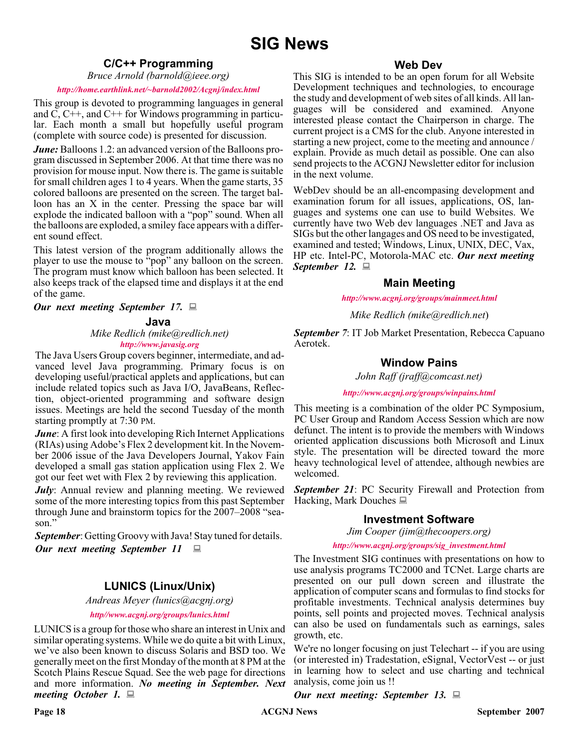# SIG News

## C/C++ Programming

*Bruce Arnold (barnold@ieee.org)*

*http://home.earthlink.net/~barnold2002/Acgnj/index.html*

This group is devoted to programming languages in general and C, C++, and C++ for Windows programming in particular. Each month a small but hopefully useful program (complete with source code) is presented for discussion.

***June:*** Balloons 1.2: an advanced version of the Balloons program discussed in September 2006. At that time there was no provision for mouse input. Now there is. The game is suitable for small children ages 1 to 4 years. When the game starts, 35 colored balloons are presented on the screen. The target balloon has an X in the center. Pressing the space bar will explode the indicated balloon with a "pop" sound. When all the balloons are exploded, a smiley face appears with a different sound effect.

This latest version of the program additionally allows the player to use the mouse to "pop" any balloon on the screen. The program must know which balloon has been selected. It also keeps track of the elapsed time and displays it at the end of the game.

***Our next meeting September 17.***

## Java

*Mike Redlich (mike@redlich.net)*

*http://www.javasig.org*

The Java Users Group covers beginner, intermediate, and advanced level Java programming. Primary focus is on developing useful/practical applets and applications, but can include related topics such as Java I/O, JavaBeans, Reflection, object-oriented programming and software design issues. Meetings are held the second Tuesday of the month starting promptly at 7:30 PM.

***June***: A first look into developing Rich Internet Applications (RIAs) using Adobe's Flex 2 development kit. In the November 2006 issue of the Java Developers Journal, Yakov Fain developed a small gas station application using Flex 2. We got our feet wet with Flex 2 by reviewing this application.

***July***: Annual review and planning meeting. We reviewed some of the more interesting topics from this past September through June and brainstorm topics for the 2007–2008 "season."

***September***: Getting Groovy with Java! Stay tuned for details.

***Our next meeting September 11***

## LUNICS (Linux/Unix)

*Andreas Meyer (lunics@acgnj.org)*

*http//www.acgnj.org/groups/lunics.html*

LUNICS is a group for those who share an interest in Unix and similar operating systems. While we do quite a bit with Linux, we've also been known to discuss Solaris and BSD too. We generally meet on the first Monday of the month at 8 PM at the Scotch Plains Rescue Squad. See the web page for directions and more information. ***No meeting in September. Next meeting October 1.***

## Web Dev

This SIG is intended to be an open forum for all Website Development techniques and technologies, to encourage the study and development of web sites of all kinds. All languages will be considered and examined. Anyone interested please contact the Chairperson in charge. The current project is a CMS for the club. Anyone interested in starting a new project, come to the meeting and announce / explain. Provide as much detail as possible. One can also send projects to the ACGNJ Newsletter editor for inclusion in the next volume.

WebDev should be an all-encompasing development and examination forum for all issues, applications, OS, languages and systems one can use to build Websites. We currently have two Web dev languages .NET and Java as SIGs but the other langages and OS need to be investigated, examined and tested; Windows, Linux, UNIX, DEC, Vax, HP etc. Intel-PC, Motorola-MAC etc. ***Our next meeting September 12.***

## Main Meeting

*http://www.acgnj.org/groups/mainmeet.html*

*Mike Redlich (mike@redlich.net*)

***September 7***: IT Job Market Presentation, Rebecca Capuano Aerotek.

## Window Pains

*John Raff (jraff@comcast.net)*

*http://www.acgnj.org/groups/winpains.html*

This meeting is a combination of the older PC Symposium, PC User Group and Random Access Session which are now defunct. The intent is to provide the members with Windows oriented application discussions both Microsoft and Linux style. The presentation will be directed toward the more heavy technological level of attendee, although newbies are welcomed.

***September 21***: PC Security Firewall and Protection from Hacking, Mark Douches

## Investment Software

*Jim Cooper (jim@thecoopers.org)*

*http://www.acgnj.org/groups/sig_investment.html*

The Investment SIG continues with presentations on how to use analysis programs TC2000 and TCNet. Large charts are presented on our pull down screen and illustrate the application of computer scans and formulas to find stocks for profitable investments. Technical analysis determines buy points, sell points and projected moves. Technical analysis can also be used on fundamentals such as earnings, sales growth, etc.

We're no longer focusing on just Telechart -- if you are using (or interested in) Tradestation, eSignal, VectorVest -- or just in learning how to select and use charting and technical analysis, come join us !!

***Our next meeting: September 13.***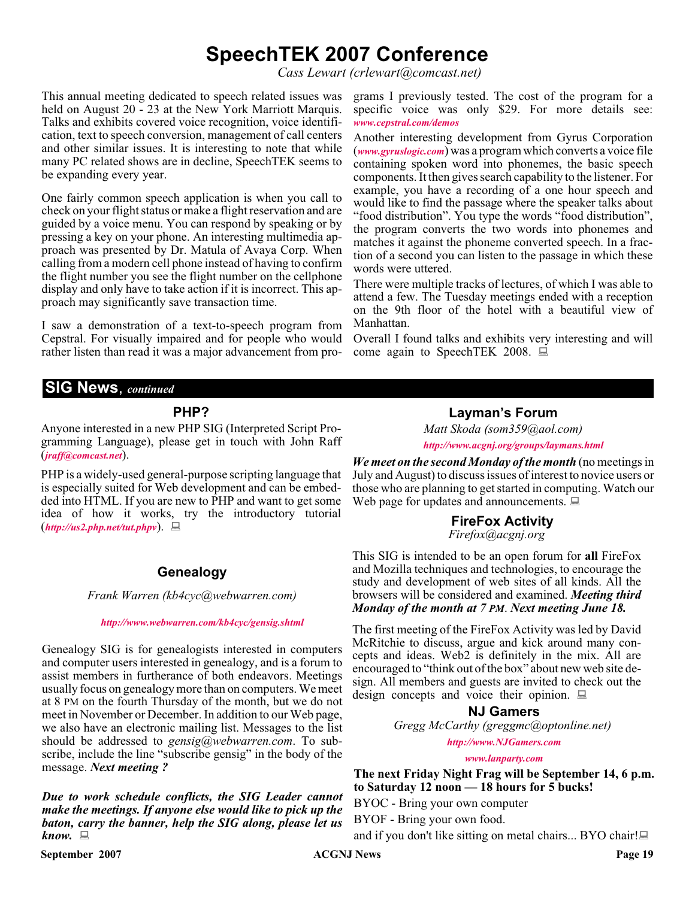# SpeechTEK 2007 Conference

*Cass Lewart (crlewart@comcast.net)*

This annual meeting dedicated to speech related issues was held on August 20 - 23 at the New York Marriott Marquis. Talks and exhibits covered voice recognition, voice identification, text to speech conversion, management of call centers and other similar issues. It is interesting to note that while many PC related shows are in decline, SpeechTEK seems to be expanding every year.

One fairly common speech application is when you call to check on your flight status or make a flight reservation and are guided by a voice menu. You can respond by speaking or by pressing a key on your phone. An interesting multimedia approach was presented by Dr. Matula of Avaya Corp. When calling from a modern cell phone instead of having to confirm the flight number you see the flight number on the cellphone display and only have to take action if it is incorrect. This approach may significantly save transaction time.

I saw a demonstration of a text-to-speech program from Cepstral. For visually impaired and for people who would rather listen than read it was a major advancement from programs I previously tested. The cost of the program for a specific voice was only $29. For more details see: *www.cepstral.com/demos*

Another interesting development from Gyrus Corporation (*www.gyruslogic.com*) was a program which converts a voice file containing spoken word into phonemes, the basic speech components. It then gives search capability to the listener. For example, you have a recording of a one hour speech and would like to find the passage where the speaker talks about "food distribution". You type the words "food distribution", the program converts the two words into phonemes and matches it against the phoneme converted speech. In a fraction of a second you can listen to the passage in which these words were uttered.

There were multiple tracks of lectures, of which I was able to attend a few. The Tuesday meetings ended with a reception on the 9th floor of the hotel with a beautiful view of Manhattan.

Overall I found talks and exhibits very interesting and will come again to SpeechTEK 2008.

## SIG News, *continued*

### PHP?

Anyone interested in a new PHP SIG (Interpreted Script Programming Language), please get in touch with John Raff (*jraff@comcast.net*).

PHP is a widely-used general-purpose scripting language that is especially suited for Web development and can be embedded into HTML. If you are new to PHP and want to get some idea of how it works, try the introductory tutorial (*http://us2.php.net/tut.phpv*).

### Genealogy

*Frank Warren (kb4cyc@webwarren.com)*

*http://www.webwarren.com/kb4cyc/gensig.shtml*

Genealogy SIG is for genealogists interested in computers and computer users interested in genealogy, and is a forum to assist members in furtherance of both endeavors. Meetings usually focus on genealogy more than on computers. We meet at 8 PM on the fourth Thursday of the month, but we do not meet in November or December. In addition to our Web page, we also have an electronic mailing list. Messages to the list should be addressed to *gensig@webwarren.com*. To subscribe, include the line "subscribe gensig" in the body of the message. ***Next meeting ?***

***Due to work schedule conflicts, the SIG Leader cannot make the meetings. If anyone else would like to pick up the baton, carry the banner, help the SIG along, please let us know.***

### Layman's Forum

*Matt Skoda (som359@aol.com)*

*http://www.acgnj.org/groups/laymans.html*

***We meet on the second Monday of the month*** (no meetings in July and August) to discuss issues of interest to novice users or those who are planning to get started in computing. Watch our Web page for updates and announcements.

### FireFox Activity

*Firefox@acgnj.org*

This SIG is intended to be an open forum for **all** FireFox and Mozilla techniques and technologies, to encourage the study and development of web sites of all kinds. All the browsers will be considered and examined. ***Meeting third Monday of the month at 7 PM. Next meeting June 18.***

The first meeting of the FireFox Activity was led by David McRitchie to discuss, argue and kick around many concepts and ideas. Web2 is definitely in the mix. All are encouraged to "think out of the box" about new web site design. All members and guests are invited to check out the design concepts and voice their opinion.

### NJ Gamers

*Gregg McCarthy (greggmc@optonline.net)*

*http://www.NJGamers.com*

*www.lanparty.com*

**The next Friday Night Frag will be September 14, 6 p.m. to Saturday 12 noon — 18 hours for 5 bucks!**

BYOC - Bring your own computer

BYOF - Bring your own food.

and if you don't like sitting on metal chairs... BYO chair!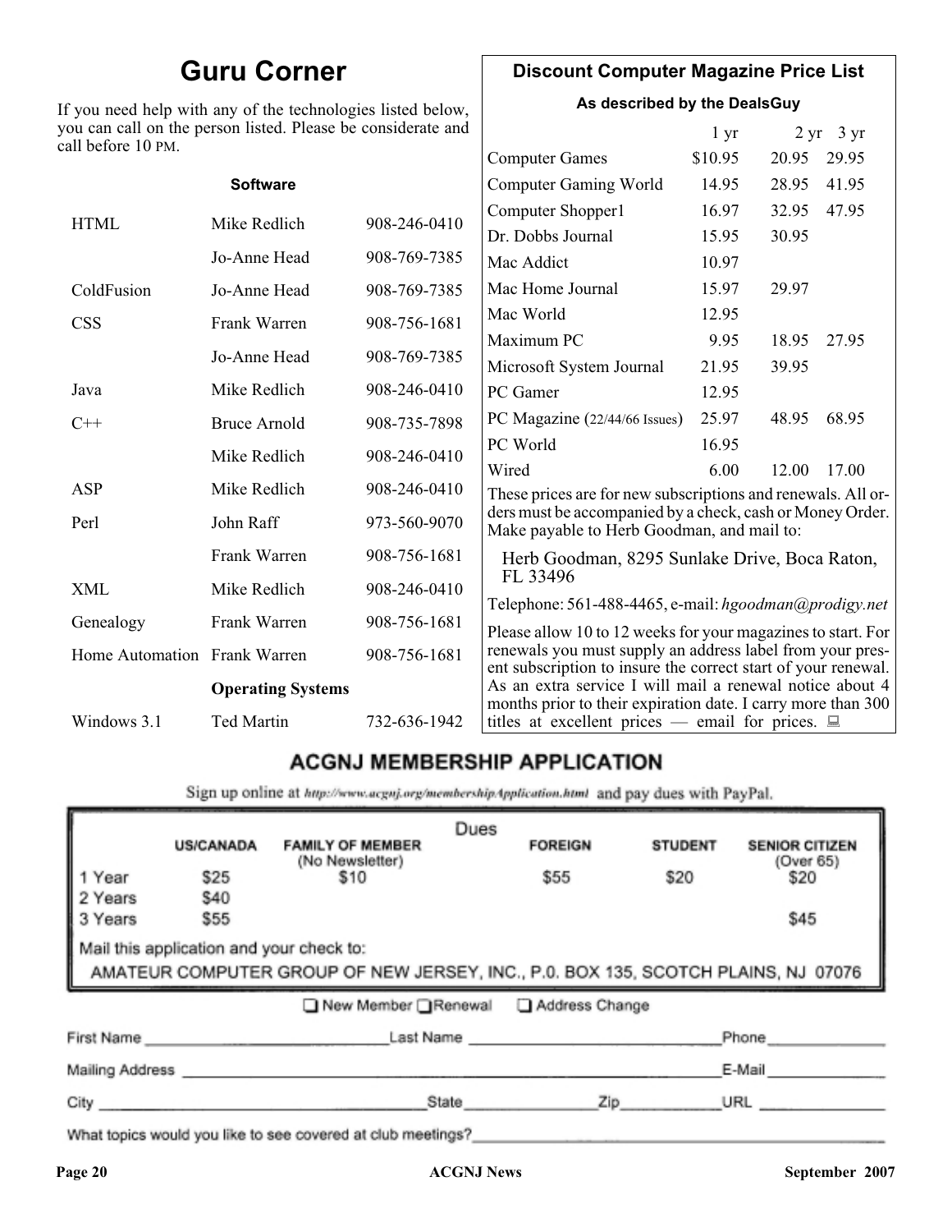## Guru Corner

If you need help with any of the technologies listed below, you can call on the person listed. Please be considerate and call before 10 PM.

| Software | | |
|---|---|---|
| HTML | Mike Redlich | 908-246-0410 |
| | Jo-Anne Head | 908-769-7385 |
| ColdFusion | Jo-Anne Head | 908-769-7385 |
| CSS | Frank Warren | 908-756-1681 |
| | Jo-Anne Head | 908-769-7385 |
| Java | Mike Redlich | 908-246-0410 |
| C++ | Bruce Arnold | 908-735-7898 |
| | Mike Redlich | 908-246-0410 |
| ASP | Mike Redlich | 908-246-0410 |
| Perl | John Raff | 973-560-9070 |
| | Frank Warren | 908-756-1681 |
| XML | Mike Redlich | 908-246-0410 |
| Genealogy | Frank Warren | 908-756-1681 |
| Home Automation | Frank Warren | 908-756-1681 |
| | **Operating Systems** | |
| Windows 3.1 | Ted Martin | 732-636-1942 |

## Discount Computer Magazine Price List

**As described by the DealsGuy**

| | 1 yr | 2 yr | 3 yr |
|---|---|---|---|
| Computer Games | $10.95 | 20.95 | 29.95 |
| Computer Gaming World | 14.95 | 28.95 | 41.95 |
| Computer Shopper1 | 16.97 | 32.95 | 47.95 |
| Dr. Dobbs Journal | 15.95 | 30.95 | |
| Mac Addict | 10.97 | | |
| Mac Home Journal | 15.97 | 29.97 | |
| Mac World | 12.95 | | |
| Maximum PC | 9.95 | 18.95 | 27.95 |
| Microsoft System Journal | 21.95 | 39.95 | |
| PC Gamer | 12.95 | | |
| PC Magazine (22/44/66 Issues) | 25.97 | 48.95 | 68.95 |
| PC World | 16.95 | | |
| Wired | 6.00 | 12.00 | 17.00 |

These prices are for new subscriptions and renewals. All orders must be accompanied by a check, cash or Money Order. Make payable to Herb Goodman, and mail to:

Herb Goodman, 8295 Sunlake Drive, Boca Raton, FL 33496

Telephone: 561-488-4465, e-mail: *hgoodman@prodigy.net*

Please allow 10 to 12 weeks for your magazines to start. For renewals you must supply an address label from your present subscription to insure the correct start of your renewal. As an extra service I will mail a renewal notice about 4 months prior to their expiration date. I carry more than 300 titles at excellent prices — email for prices.

## ACGNJ MEMBERSHIP APPLICATION

Sign up online at http://www.acgnj.org/membershipApplication.html and pay dues with PayPal.

**Dues**

| | US/CANADA | FAMILY OF MEMBER (No Newsletter) | FOREIGN | STUDENT | SENIOR CITIZEN (Over 65) |
|---|---|---|---|---|---|
| 1 Year | $25 | $10 | $55 | $20 | $20 |
| 2 Years | $40 | | | | |
| 3 Years | $55 | | | | $45 |

Mail this application and your check to:

AMATEUR COMPUTER GROUP OF NEW JERSEY, INC., P.0. BOX 135, SCOTCH PLAINS, NJ 07076

☐ New Member ☐ Renewal ☐ Address Change

First Name ____________ Last Name ____________ Phone ____________

Mailing Address ____________ E-Mail ____________

City ____________ State ____________ Zip ____________ URL ____________

What topics would you like to see covered at club meetings? ____________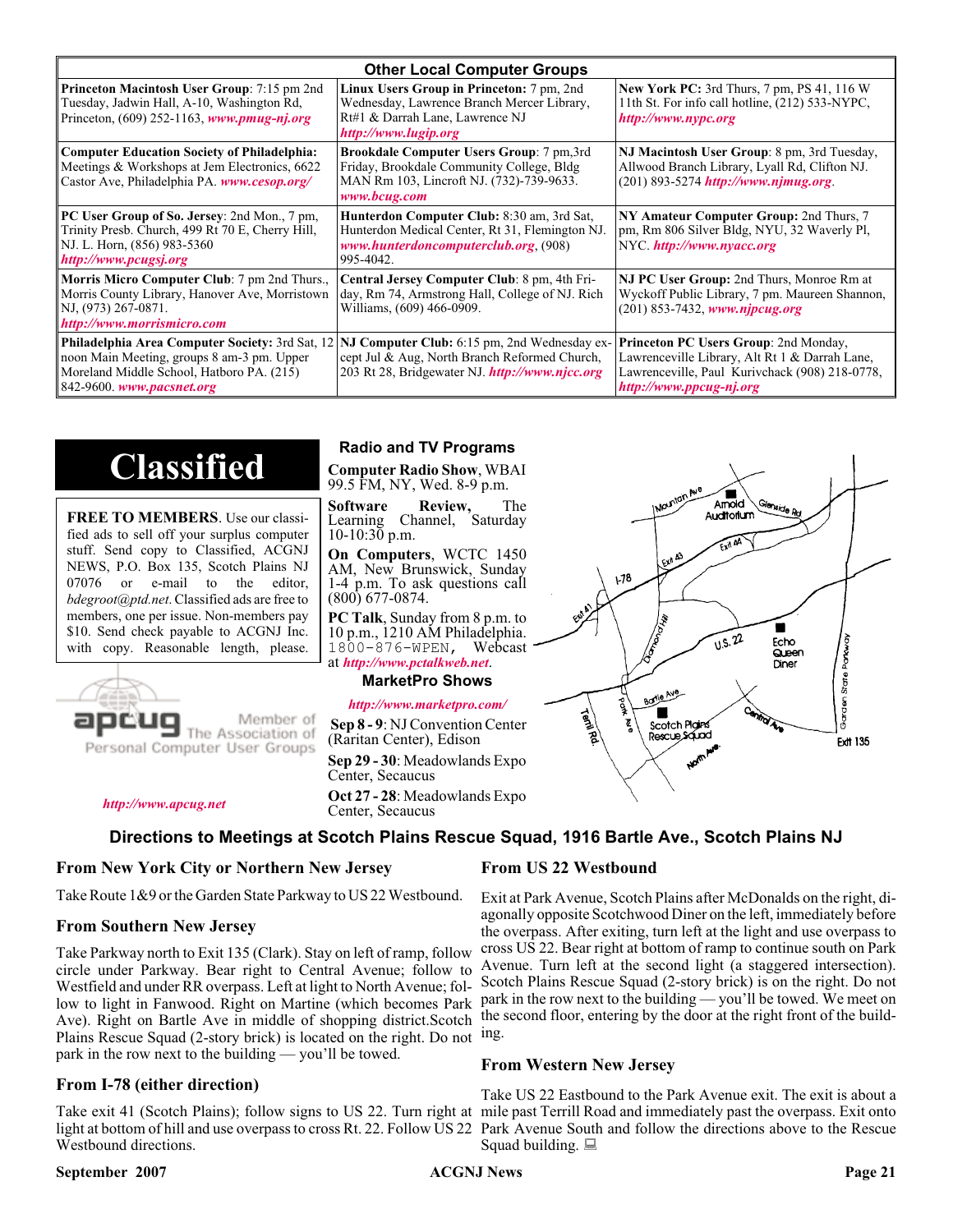## Other Local Computer Groups

| | | |
|---|---|---|
| **Princeton Macintosh User Group**: 7:15 pm 2nd Tuesday, Jadwin Hall, A-10, Washington Rd, Princeton, (609) 252-1163, ***www.pmug-nj.org*** | **Linux Users Group in Princeton:** 7 pm, 2nd Wednesday, Lawrence Branch Mercer Library, Rt#1 & Darrah Lane, Lawrence NJ ***http://www.lugip.org*** | **New York PC:** 3rd Thurs, 7 pm, PS 41, 116 W 11th St. For info call hotline, (212) 533-NYPC, ***http://www.nypc.org*** |
| **Computer Education Society of Philadelphia:** Meetings & Workshops at Jem Electronics, 6622 Castor Ave, Philadelphia PA. ***www.cesop.org/*** | **Brookdale Computer Users Group**: 7 pm,3rd Friday, Brookdale Community College, Bldg MAN Rm 103, Lincroft NJ. (732)-739-9633. ***www.bcug.com*** | **NJ Macintosh User Group**: 8 pm, 3rd Tuesday, Allwood Branch Library, Lyall Rd, Clifton NJ. (201) 893-5274 ***http://www.njmug.org***. |
| **PC User Group of So. Jersey**: 2nd Mon., 7 pm, Trinity Presb. Church, 499 Rt 70 E, Cherry Hill, NJ. L. Horn, (856) 983-5360 ***http://www.pcugsj.org*** | **Hunterdon Computer Club:** 8:30 am, 3rd Sat, Hunterdon Medical Center, Rt 31, Flemington NJ. ***www.hunterdoncomputerclub.org***, (908) 995-4042. | **NY Amateur Computer Group:** 2nd Thurs, 7 pm, Rm 806 Silver Bldg, NYU, 32 Waverly Pl, NYC. ***http://www.nyacc.org*** |
| **Morris Micro Computer Club**: 7 pm 2nd Thurs., Morris County Library, Hanover Ave, Morristown NJ, (973) 267-0871. ***http://www.morrismicro.com*** | **Central Jersey Computer Club**: 8 pm, 4th Friday, Rm 74, Armstrong Hall, College of NJ. Rich Williams, (609) 466-0909. | **NJ PC User Group:** 2nd Thurs, Monroe Rm at Wyckoff Public Library, 7 pm. Maureen Shannon, (201) 853-7432, ***www.njpcug.org*** |
| **Philadelphia Area Computer Society:** 3rd Sat, 12 noon Main Meeting, groups 8 am-3 pm. Upper Moreland Middle School, Hatboro PA. (215) 842-9600. ***www.pacsnet.org*** | **NJ Computer Club:** 6:15 pm, 2nd Wednesday except Jul & Aug, North Branch Reformed Church, 203 Rt 28, Bridgewater NJ. ***http://www.njcc.org*** | **Princeton PC Users Group**: 2nd Monday, Lawrenceville Library, Alt Rt 1 & Darrah Lane, Lawrenceville, Paul Kurivchack (908) 218-0778, ***http://www.ppcug-nj.org*** |

# Classified

**FREE TO MEMBERS**. Use our classified ads to sell off your surplus computer stuff. Send copy to Classified, ACGNJ NEWS, P.O. Box 135, Scotch Plains NJ 07076 or e-mail to the editor, *bdegroot@ptd.net*. Classified ads are free to members, one per issue. Non-members pay $10. Send check payable to ACGNJ Inc. with copy. Reasonable length, please.

apcug Member of The Association of Personal Computer User Groups

***http://www.apcug.net***

## Radio and TV Programs

**Computer Radio Show**, WBAI 99.5 FM, NY, Wed. 8-9 p.m.

**Software Review,** The Learning Channel, Saturday 10-10:30 p.m.

**On Computers**, WCTC 1450 AM, New Brunswick, Sunday 1-4 p.m. To ask questions call (800) 677-0874.

**PC Talk**, Sunday from 8 p.m. to 10 p.m., 1210 AM Philadelphia. 1800-876-WPEN, Webcast at ***http://www.pctalkweb.net***.

## MarketPro Shows

***http://www.marketpro.com/***

**Sep 8 - 9**: NJ Convention Center (Raritan Center), Edison

**Sep 29 - 30**: Meadowlands Expo Center, Secaucus

**Oct 27 - 28**: Meadowlands Expo Center, Secaucus

## Directions to Meetings at Scotch Plains Rescue Squad, 1916 Bartle Ave., Scotch Plains NJ

### From New York City or Northern New Jersey

Take Route 1&9 or the Garden State Parkway to US 22 Westbound.

### From Southern New Jersey

Take Parkway north to Exit 135 (Clark). Stay on left of ramp, follow circle under Parkway. Bear right to Central Avenue; follow to Westfield and under RR overpass. Left at light to North Avenue; follow to light in Fanwood. Right on Martine (which becomes Park Ave). Right on Bartle Ave in middle of shopping district.Scotch Plains Rescue Squad (2-story brick) is located on the right. Do not park in the row next to the building — you'll be towed.

### From I-78 (either direction)

Take exit 41 (Scotch Plains); follow signs to US 22. Turn right at light at bottom of hill and use overpass to cross Rt. 22. Follow US 22 Westbound directions.

### From US 22 Westbound

Exit at Park Avenue, Scotch Plains after McDonalds on the right, diagonally opposite Scotchwood Diner on the left, immediately before the overpass. After exiting, turn left at the light and use overpass to cross US 22. Bear right at bottom of ramp to continue south on Park Avenue. Turn left at the second light (a staggered intersection). Scotch Plains Rescue Squad (2-story brick) is on the right. Do not park in the row next to the building — you'll be towed. We meet on the second floor, entering by the door at the right front of the building.

### From Western New Jersey

Take US 22 Eastbound to the Park Avenue exit. The exit is about a mile past Terrill Road and immediately past the overpass. Exit onto Park Avenue South and follow the directions above to the Rescue Squad building.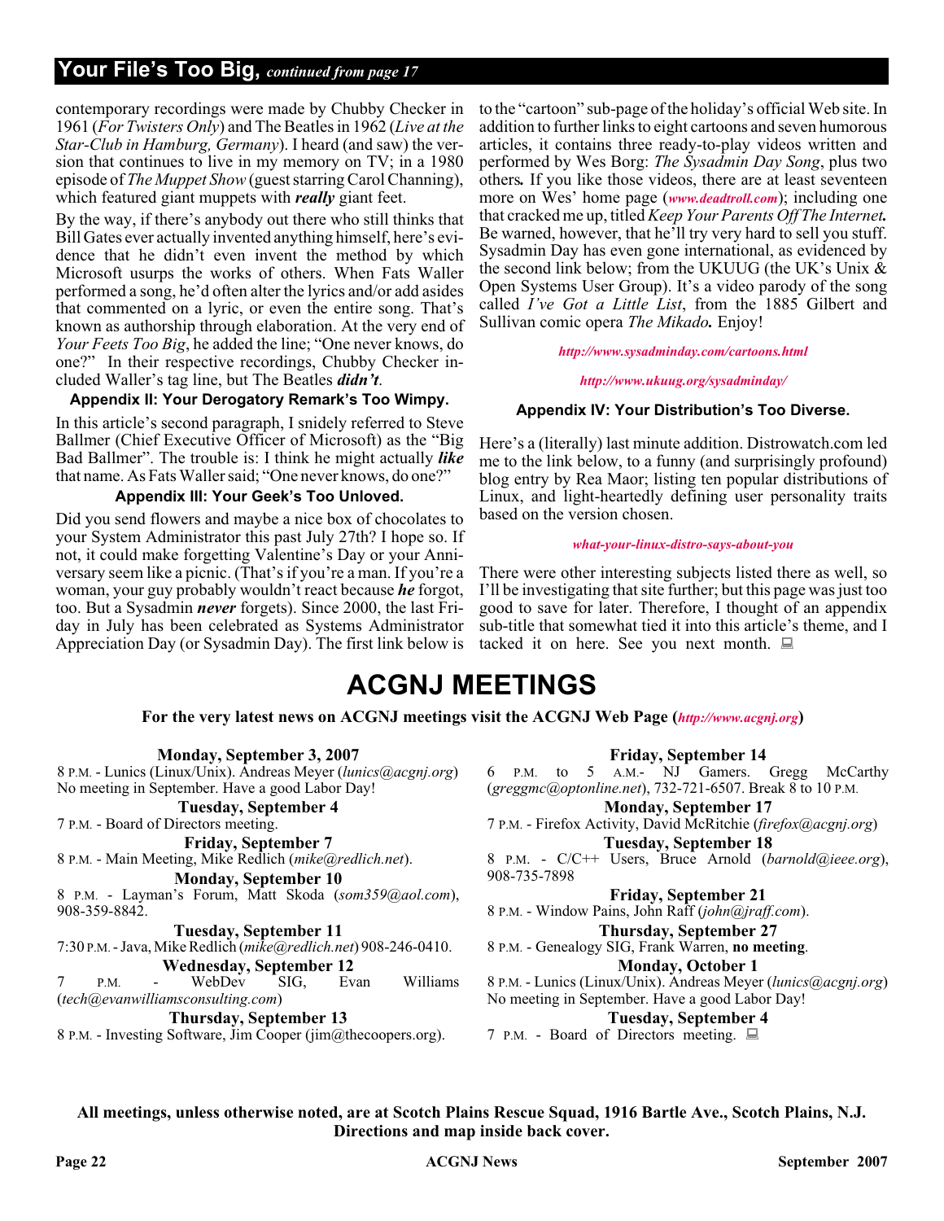## Your File's Too Big, *continued from page 17*

contemporary recordings were made by Chubby Checker in 1961 (*For Twisters Only*) and The Beatles in 1962 (*Live at the Star-Club in Hamburg, Germany*). I heard (and saw) the version that continues to live in my memory on TV; in a 1980 episode of *The Muppet Show* (guest starring Carol Channing), which featured giant muppets with ***really*** giant feet.

By the way, if there's anybody out there who still thinks that Bill Gates ever actually invented anything himself, here's evidence that he didn't even invent the method by which Microsoft usurps the works of others. When Fats Waller performed a song, he'd often alter the lyrics and/or add asides that commented on a lyric, or even the entire song. That's known as authorship through elaboration. At the very end of *Your Feets Too Big*, he added the line; "One never knows, do one?" In their respective recordings, Chubby Checker included Waller's tag line, but The Beatles ***didn't***.

#### Appendix II: Your Derogatory Remark's Too Wimpy.

In this article's second paragraph, I snidely referred to Steve Ballmer (Chief Executive Officer of Microsoft) as the "Big Bad Ballmer". The trouble is: I think he might actually ***like*** that name. As Fats Waller said; "One never knows, do one?"

#### Appendix III: Your Geek's Too Unloved.

Did you send flowers and maybe a nice box of chocolates to your System Administrator this past July 27th? I hope so. If not, it could make forgetting Valentine's Day or your Anniversary seem like a picnic. (That's if you're a man. If you're a woman, your guy probably wouldn't react because ***he*** forgot, too. But a Sysadmin ***never*** forgets). Since 2000, the last Friday in July has been celebrated as Systems Administrator Appreciation Day (or Sysadmin Day). The first link below is to the "cartoon" sub-page of the holiday's official Web site. In addition to further links to eight cartoons and seven humorous articles, it contains three ready-to-play videos written and performed by Wes Borg: *The Sysadmin Day Song*, plus two others. If you like those videos, there are at least seventeen more on Wes' home page (***www.deadtroll.com***); including one that cracked me up, titled *Keep Your Parents Off The Internet.* Be warned, however, that he'll try very hard to sell you stuff. Sysadmin Day has even gone international, as evidenced by the second link below; from the UKUUG (the UK's Unix & Open Systems User Group). It's a video parody of the song called *I've Got a Little List*, from the 1885 Gilbert and Sullivan comic opera *The Mikado.* Enjoy!

*http://www.sysadminday.com/cartoons.html*

*http://www.ukuug.org/sysadminday/*

#### Appendix IV: Your Distribution's Too Diverse.

Here's a (literally) last minute addition. Distrowatch.com led me to the link below, to a funny (and surprisingly profound) blog entry by Rea Maor; listing ten popular distributions of Linux, and light-heartedly defining user personality traits based on the version chosen.

*what-your-linux-distro-says-about-you*

There were other interesting subjects listed there as well, so I'll be investigating that site further; but this page was just too good to save for later. Therefore, I thought of an appendix sub-title that somewhat tied it into this article's theme, and I tacked it on here. See you next month.

# ACGNJ MEETINGS

**For the very latest news on ACGNJ meetings visit the ACGNJ Web Page (*http://www.acgnj.org*)**

**Monday, September 3, 2007**
8 P.M. - Lunics (Linux/Unix). Andreas Meyer (*lunics@acgnj.org*) No meeting in September. Have a good Labor Day!

**Tuesday, September 4**
7 P.M. - Board of Directors meeting.

**Friday, September 7**
8 P.M. - Main Meeting, Mike Redlich (*mike@redlich.net*).

**Monday, September 10**
8 P.M. - Layman's Forum, Matt Skoda (*som359@aol.com*), 908-359-8842.

**Tuesday, September 11**
7:30 P.M. - Java, Mike Redlich (*mike@redlich.net*) 908-246-0410.

**Wednesday, September 12**
7 P.M. - WebDev SIG, Evan Williams (*tech@evanwilliamsconsulting.com*)

**Thursday, September 13**
8 P.M. - Investing Software, Jim Cooper (jim@thecoopers.org).

**Friday, September 14**
6 P.M. to 5 A.M.- NJ Gamers. Gregg McCarthy (*greggmc@optonline.net*), 732-721-6507. Break 8 to 10 P.M.

**Monday, September 17**
7 P.M. - Firefox Activity, David McRitchie (*firefox@acgnj.org*)

**Tuesday, September 18**
8 P.M. - C/C++ Users, Bruce Arnold (*barnold@ieee.org*), 908-735-7898

**Friday, September 21**
8 P.M. - Window Pains, John Raff (*john@jraff.com*).

**Thursday, September 27**
8 P.M. - Genealogy SIG, Frank Warren, **no meeting**.

**Monday, October 1**
8 P.M. - Lunics (Linux/Unix). Andreas Meyer (*lunics@acgnj.org*) No meeting in September. Have a good Labor Day!

**Tuesday, September 4**
7 P.M. - Board of Directors meeting.

**All meetings, unless otherwise noted, are at Scotch Plains Rescue Squad, 1916 Bartle Ave., Scotch Plains, N.J. Directions and map inside back cover.**